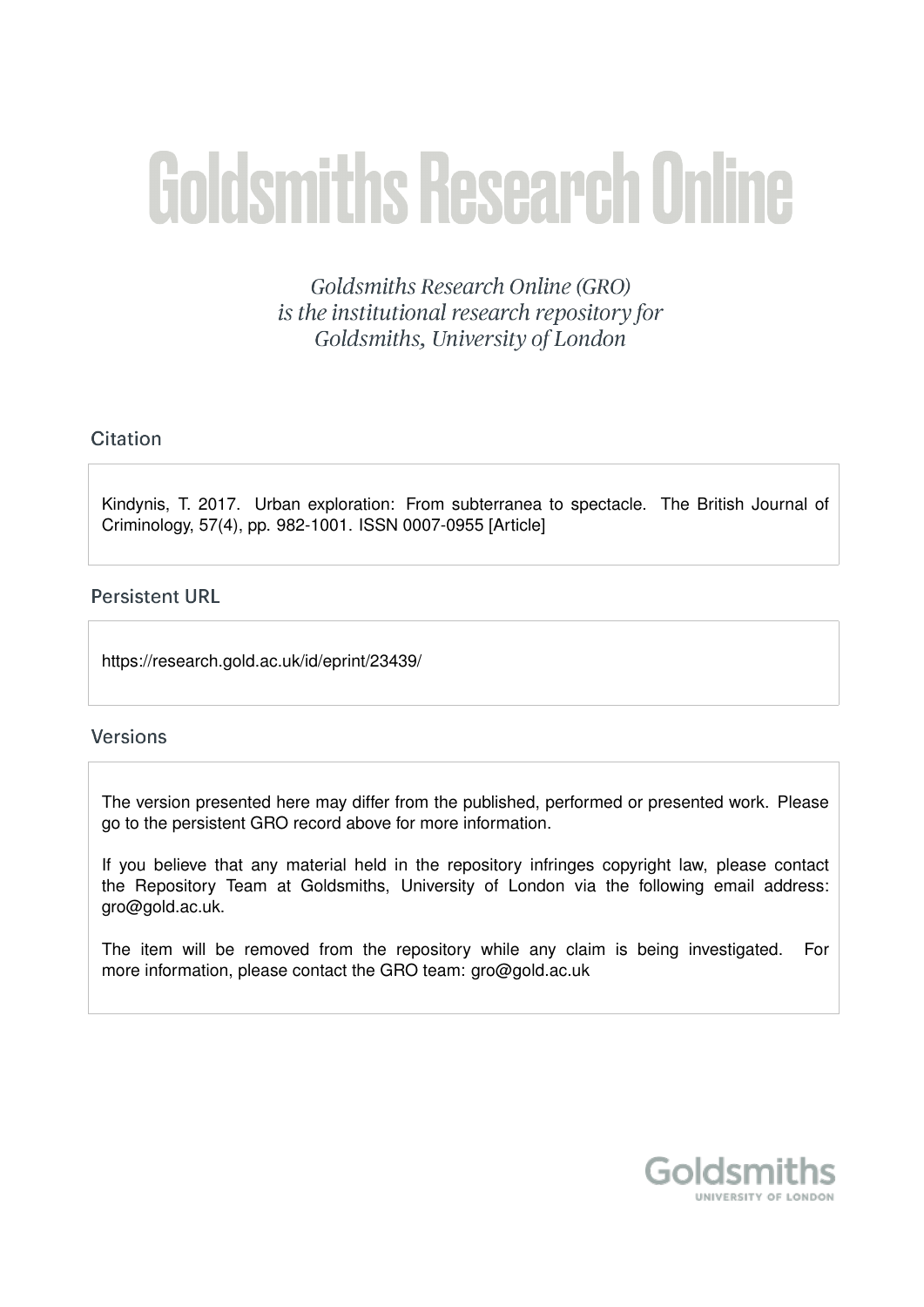# Goldsmiths Research Online

*Goldsmiths Research Online (GRO) is the institutional research repository for Goldsmiths, University of London*

## Citation

Kindynis, T. 2017. Urban exploration: From subterranea to spectacle. The British Journal of Criminology, 57(4), pp. 982-1001. ISSN 0007-0955 [Article]

## Persistent URL

https://research.gold.ac.uk/id/eprint/23439/

## Versions

The version presented here may differ from the published, performed or presented work. Please go to the persistent GRO record above for more information.

If you believe that any material held in the repository infringes copyright law, please contact the Repository Team at Goldsmiths, University of London via the following email address: gro@gold.ac.uk.

The item will be removed from the repository while any claim is being investigated. For more information, please contact the GRO team: gro@gold.ac.uk

Goldsmiths
UNIVERSITY OF LONDON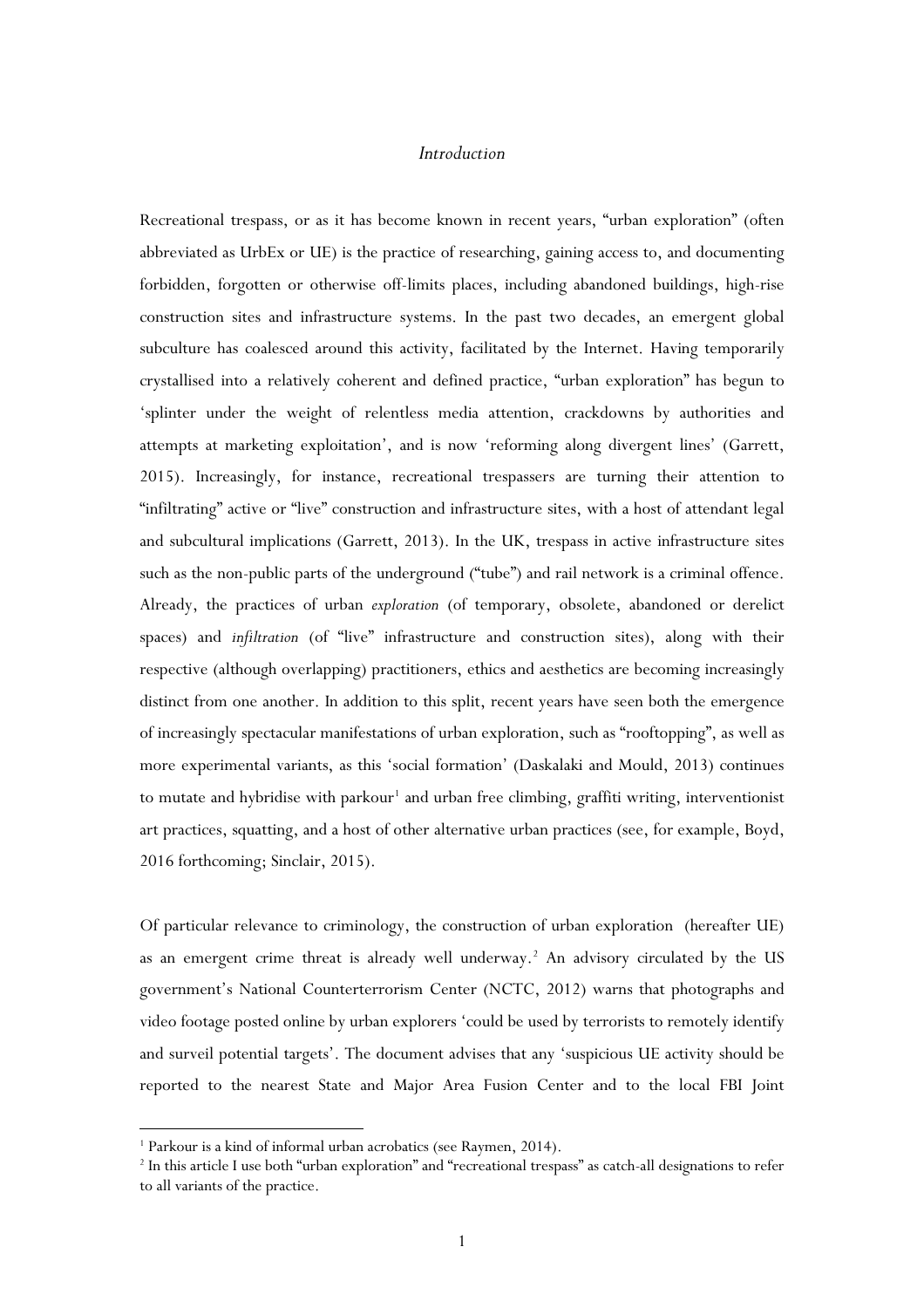## *Introduction*

Recreational trespass, or as it has become known in recent years, "urban exploration" (often abbreviated as UrbEx or UE) is the practice of researching, gaining access to, and documenting forbidden, forgotten or otherwise off-limits places, including abandoned buildings, high-rise construction sites and infrastructure systems. In the past two decades, an emergent global subculture has coalesced around this activity, facilitated by the Internet. Having temporarily crystallised into a relatively coherent and defined practice, "urban exploration" has begun to 'splinter under the weight of relentless media attention, crackdowns by authorities and attempts at marketing exploitation', and is now 'reforming along divergent lines' (Garrett, 2015). Increasingly, for instance, recreational trespassers are turning their attention to "infiltrating" active or "live" construction and infrastructure sites, with a host of attendant legal and subcultural implications (Garrett, 2013). In the UK, trespass in active infrastructure sites such as the non-public parts of the underground ("tube") and rail network is a criminal offence. Already, the practices of urban *exploration* (of temporary, obsolete, abandoned or derelict spaces) and *infiltration* (of "live" infrastructure and construction sites), along with their respective (although overlapping) practitioners, ethics and aesthetics are becoming increasingly distinct from one another. In addition to this split, recent years have seen both the emergence of increasingly spectacular manifestations of urban exploration, such as "rooftopping", as well as more experimental variants, as this 'social formation' (Daskalaki and Mould, 2013) continues to mutate and hybridise with parkour[1] and urban free climbing, graffiti writing, interventionist art practices, squatting, and a host of other alternative urban practices (see, for example, Boyd, 2016 forthcoming; Sinclair, 2015).

Of particular relevance to criminology, the construction of urban exploration (hereafter UE) as an emergent crime threat is already well underway.[2] An advisory circulated by the US government's National Counterterrorism Center (NCTC, 2012) warns that photographs and video footage posted online by urban explorers 'could be used by terrorists to remotely identify and surveil potential targets'. The document advises that any 'suspicious UE activity should be reported to the nearest State and Major Area Fusion Center and to the local FBI Joint

---

[1] Parkour is a kind of informal urban acrobatics (see Raymen, 2014).

[2] In this article I use both "urban exploration" and "recreational trespass" as catch-all designations to refer to all variants of the practice.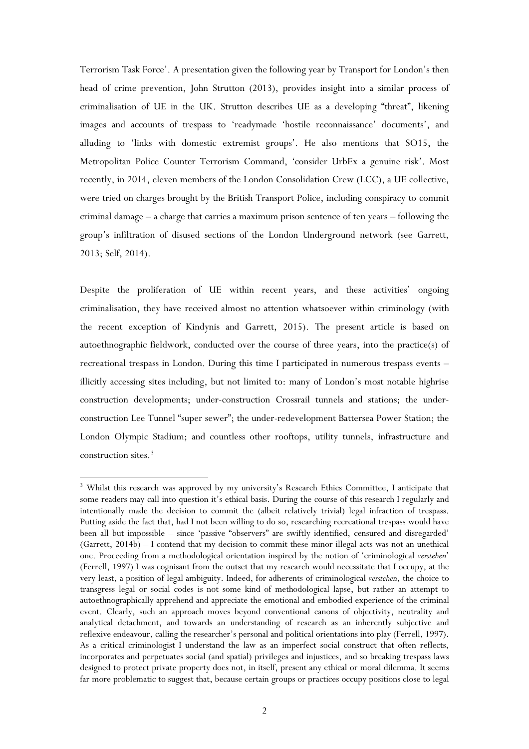Terrorism Task Force'. A presentation given the following year by Transport for London's then head of crime prevention, John Strutton (2013), provides insight into a similar process of criminalisation of UE in the UK. Strutton describes UE as a developing "threat", likening images and accounts of trespass to 'readymade 'hostile reconnaissance' documents', and alluding to 'links with domestic extremist groups'. He also mentions that SO15, the Metropolitan Police Counter Terrorism Command, 'consider UrbEx a genuine risk'. Most recently, in 2014, eleven members of the London Consolidation Crew (LCC), a UE collective, were tried on charges brought by the British Transport Police, including conspiracy to commit criminal damage – a charge that carries a maximum prison sentence of ten years – following the group's infiltration of disused sections of the London Underground network (see Garrett, 2013; Self, 2014).

Despite the proliferation of UE within recent years, and these activities' ongoing criminalisation, they have received almost no attention whatsoever within criminology (with the recent exception of Kindynis and Garrett, 2015). The present article is based on autoethnographic fieldwork, conducted over the course of three years, into the practice(s) of recreational trespass in London. During this time I participated in numerous trespass events – illicitly accessing sites including, but not limited to: many of London's most notable highrise construction developments; under-construction Crossrail tunnels and stations; the under-construction Lee Tunnel "super sewer"; the under-redevelopment Battersea Power Station; the London Olympic Stadium; and countless other rooftops, utility tunnels, infrastructure and construction sites.[3]

---

[3] Whilst this research was approved by my university's Research Ethics Committee, I anticipate that some readers may call into question it's ethical basis. During the course of this research I regularly and intentionally made the decision to commit the (albeit relatively trivial) legal infraction of trespass. Putting aside the fact that, had I not been willing to do so, researching recreational trespass would have been all but impossible – since 'passive "observers" are swiftly identified, censured and disregarded' (Garrett, 2014b) – I contend that my decision to commit these minor illegal acts was not an unethical one. Proceeding from a methodological orientation inspired by the notion of 'criminological *verstehen*' (Ferrell, 1997) I was cognisant from the outset that my research would necessitate that I occupy, at the very least, a position of legal ambiguity. Indeed, for adherents of criminological *verstehen*, the choice to transgress legal or social codes is not some kind of methodological lapse, but rather an attempt to autoethnographically apprehend and appreciate the emotional and embodied experience of the criminal event. Clearly, such an approach moves beyond conventional canons of objectivity, neutrality and analytical detachment, and towards an understanding of research as an inherently subjective and reflexive endeavour, calling the researcher's personal and political orientations into play (Ferrell, 1997). As a critical criminologist I understand the law as an imperfect social construct that often reflects, incorporates and perpetuates social (and spatial) privileges and injustices, and so breaking trespass laws designed to protect private property does not, in itself, present any ethical or moral dilemma. It seems far more problematic to suggest that, because certain groups or practices occupy positions close to legal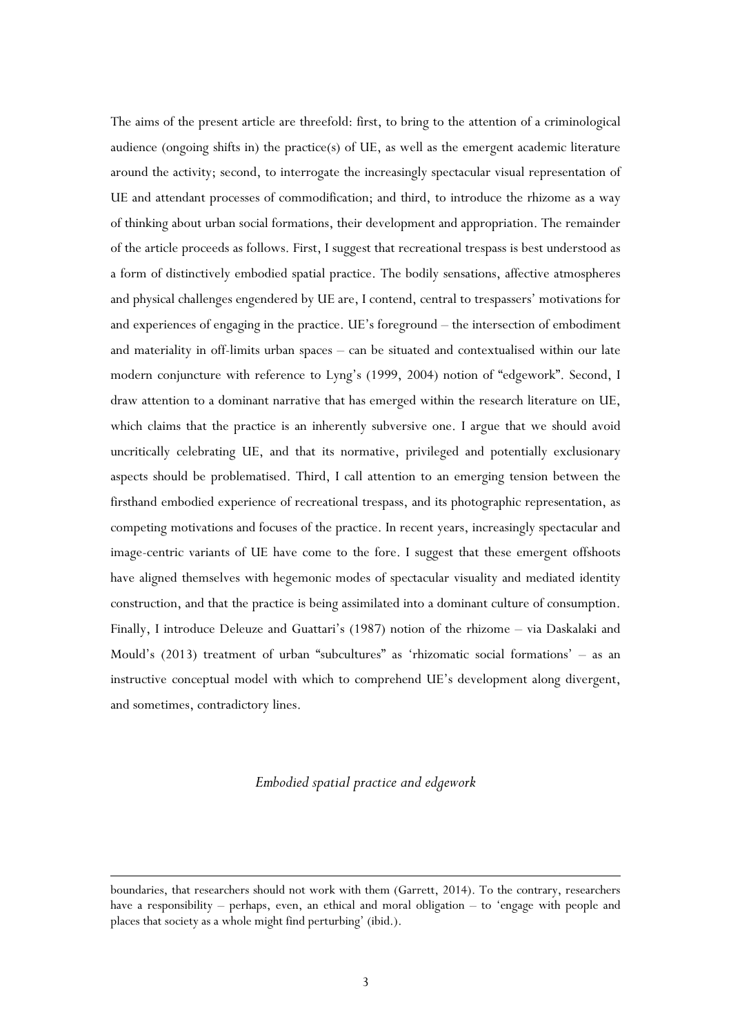The aims of the present article are threefold: first, to bring to the attention of a criminological audience (ongoing shifts in) the practice(s) of UE, as well as the emergent academic literature around the activity; second, to interrogate the increasingly spectacular visual representation of UE and attendant processes of commodification; and third, to introduce the rhizome as a way of thinking about urban social formations, their development and appropriation. The remainder of the article proceeds as follows. First, I suggest that recreational trespass is best understood as a form of distinctively embodied spatial practice. The bodily sensations, affective atmospheres and physical challenges engendered by UE are, I contend, central to trespassers' motivations for and experiences of engaging in the practice. UE's foreground – the intersection of embodiment and materiality in off-limits urban spaces – can be situated and contextualised within our late modern conjuncture with reference to Lyng's (1999, 2004) notion of "edgework". Second, I draw attention to a dominant narrative that has emerged within the research literature on UE, which claims that the practice is an inherently subversive one. I argue that we should avoid uncritically celebrating UE, and that its normative, privileged and potentially exclusionary aspects should be problematised. Third, I call attention to an emerging tension between the firsthand embodied experience of recreational trespass, and its photographic representation, as competing motivations and focuses of the practice. In recent years, increasingly spectacular and image-centric variants of UE have come to the fore. I suggest that these emergent offshoots have aligned themselves with hegemonic modes of spectacular visuality and mediated identity construction, and that the practice is being assimilated into a dominant culture of consumption. Finally, I introduce Deleuze and Guattari's (1987) notion of the rhizome – via Daskalaki and Mould's (2013) treatment of urban "subcultures" as 'rhizomatic social formations' – as an instructive conceptual model with which to comprehend UE's development along divergent, and sometimes, contradictory lines.

## *Embodied spatial practice and edgework*

---

boundaries, that researchers should not work with them (Garrett, 2014). To the contrary, researchers have a responsibility – perhaps, even, an ethical and moral obligation – to 'engage with people and places that society as a whole might find perturbing' (ibid.).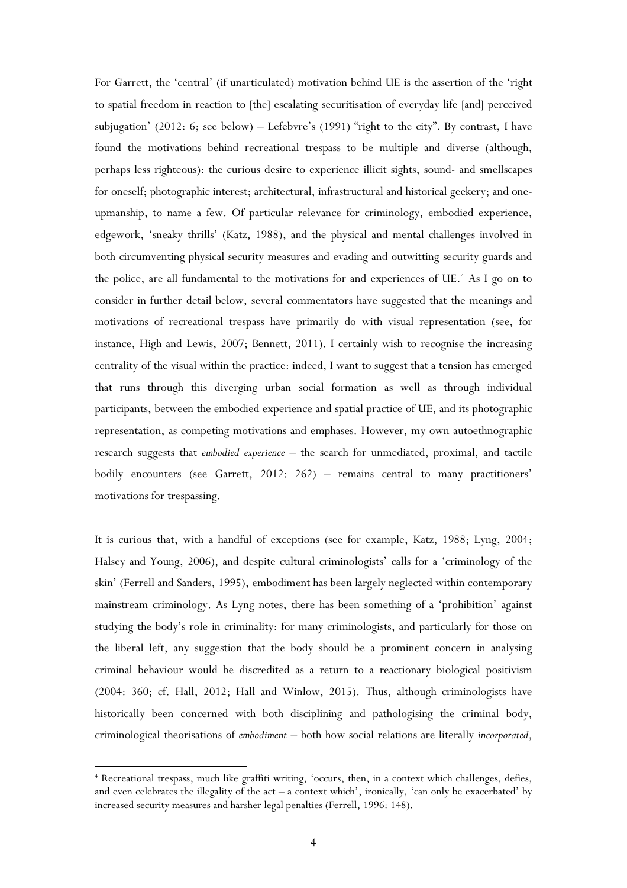For Garrett, the 'central' (if unarticulated) motivation behind UE is the assertion of the 'right to spatial freedom in reaction to [the] escalating securitisation of everyday life [and] perceived subjugation' (2012: 6; see below) – Lefebvre's (1991) "right to the city". By contrast, I have found the motivations behind recreational trespass to be multiple and diverse (although, perhaps less righteous): the curious desire to experience illicit sights, sound- and smellscapes for oneself; photographic interest; architectural, infrastructural and historical geekery; and one-upmanship, to name a few. Of particular relevance for criminology, embodied experience, edgework, 'sneaky thrills' (Katz, 1988), and the physical and mental challenges involved in both circumventing physical security measures and evading and outwitting security guards and the police, are all fundamental to the motivations for and experiences of UE.[4] As I go on to consider in further detail below, several commentators have suggested that the meanings and motivations of recreational trespass have primarily do with visual representation (see, for instance, High and Lewis, 2007; Bennett, 2011). I certainly wish to recognise the increasing centrality of the visual within the practice: indeed, I want to suggest that a tension has emerged that runs through this diverging urban social formation as well as through individual participants, between the embodied experience and spatial practice of UE, and its photographic representation, as competing motivations and emphases. However, my own autoethnographic research suggests that *embodied experience* – the search for unmediated, proximal, and tactile bodily encounters (see Garrett, 2012: 262) – remains central to many practitioners' motivations for trespassing.

It is curious that, with a handful of exceptions (see for example, Katz, 1988; Lyng, 2004; Halsey and Young, 2006), and despite cultural criminologists' calls for a 'criminology of the skin' (Ferrell and Sanders, 1995), embodiment has been largely neglected within contemporary mainstream criminology. As Lyng notes, there has been something of a 'prohibition' against studying the body's role in criminality: for many criminologists, and particularly for those on the liberal left, any suggestion that the body should be a prominent concern in analysing criminal behaviour would be discredited as a return to a reactionary biological positivism (2004: 360; cf. Hall, 2012; Hall and Winlow, 2015). Thus, although criminologists have historically been concerned with both disciplining and pathologising the criminal body, criminological theorisations of *embodiment* – both how social relations are literally *incorporated*,

[4] Recreational trespass, much like graffiti writing, 'occurs, then, in a context which challenges, defies, and even celebrates the illegality of the act – a context which', ironically, 'can only be exacerbated' by increased security measures and harsher legal penalties (Ferrell, 1996: 148).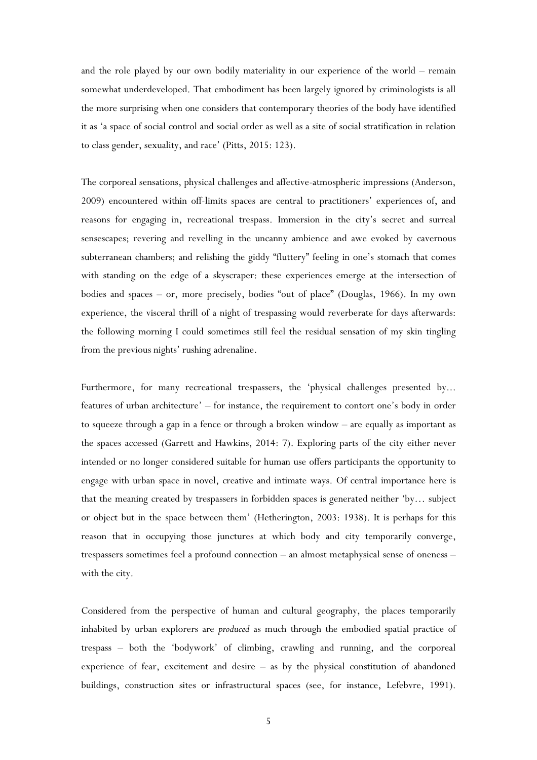and the role played by our own bodily materiality in our experience of the world – remain somewhat underdeveloped. That embodiment has been largely ignored by criminologists is all the more surprising when one considers that contemporary theories of the body have identified it as 'a space of social control and social order as well as a site of social stratification in relation to class gender, sexuality, and race' (Pitts, 2015: 123).

The corporeal sensations, physical challenges and affective-atmospheric impressions (Anderson, 2009) encountered within off-limits spaces are central to practitioners' experiences of, and reasons for engaging in, recreational trespass. Immersion in the city's secret and surreal sensescapes; revering and revelling in the uncanny ambience and awe evoked by cavernous subterranean chambers; and relishing the giddy "fluttery" feeling in one's stomach that comes with standing on the edge of a skyscraper: these experiences emerge at the intersection of bodies and spaces – or, more precisely, bodies "out of place" (Douglas, 1966). In my own experience, the visceral thrill of a night of trespassing would reverberate for days afterwards: the following morning I could sometimes still feel the residual sensation of my skin tingling from the previous nights' rushing adrenaline.

Furthermore, for many recreational trespassers, the 'physical challenges presented by… features of urban architecture' – for instance, the requirement to contort one's body in order to squeeze through a gap in a fence or through a broken window – are equally as important as the spaces accessed (Garrett and Hawkins, 2014: 7). Exploring parts of the city either never intended or no longer considered suitable for human use offers participants the opportunity to engage with urban space in novel, creative and intimate ways. Of central importance here is that the meaning created by trespassers in forbidden spaces is generated neither 'by… subject or object but in the space between them' (Hetherington, 2003: 1938). It is perhaps for this reason that in occupying those junctures at which body and city temporarily converge, trespassers sometimes feel a profound connection – an almost metaphysical sense of oneness – with the city.

Considered from the perspective of human and cultural geography, the places temporarily inhabited by urban explorers are *produced* as much through the embodied spatial practice of trespass – both the 'bodywork' of climbing, crawling and running, and the corporeal experience of fear, excitement and desire – as by the physical constitution of abandoned buildings, construction sites or infrastructural spaces (see, for instance, Lefebvre, 1991).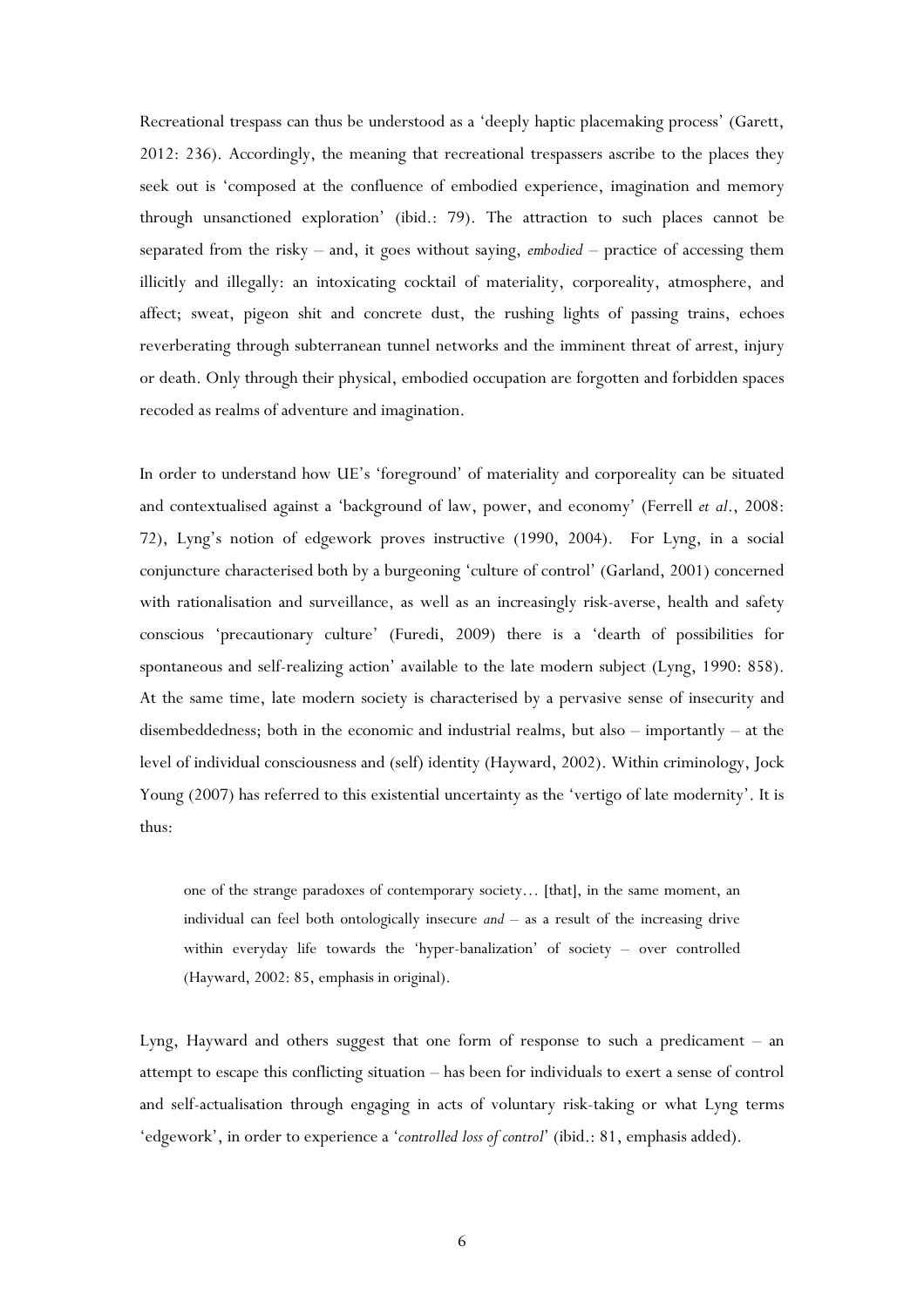Recreational trespass can thus be understood as a 'deeply haptic placemaking process' (Garett, 2012: 236). Accordingly, the meaning that recreational trespassers ascribe to the places they seek out is 'composed at the confluence of embodied experience, imagination and memory through unsanctioned exploration' (ibid.: 79). The attraction to such places cannot be separated from the risky – and, it goes without saying, *embodied* – practice of accessing them illicitly and illegally: an intoxicating cocktail of materiality, corporeality, atmosphere, and affect; sweat, pigeon shit and concrete dust, the rushing lights of passing trains, echoes reverberating through subterranean tunnel networks and the imminent threat of arrest, injury or death. Only through their physical, embodied occupation are forgotten and forbidden spaces recoded as realms of adventure and imagination.

In order to understand how UE's 'foreground' of materiality and corporeality can be situated and contextualised against a 'background of law, power, and economy' (Ferrell *et al*., 2008: 72), Lyng's notion of edgework proves instructive (1990, 2004). For Lyng, in a social conjuncture characterised both by a burgeoning 'culture of control' (Garland, 2001) concerned with rationalisation and surveillance, as well as an increasingly risk-averse, health and safety conscious 'precautionary culture' (Furedi, 2009) there is a 'dearth of possibilities for spontaneous and self-realizing action' available to the late modern subject (Lyng, 1990: 858). At the same time, late modern society is characterised by a pervasive sense of insecurity and disembeddedness; both in the economic and industrial realms, but also – importantly – at the level of individual consciousness and (self) identity (Hayward, 2002). Within criminology, Jock Young (2007) has referred to this existential uncertainty as the 'vertigo of late modernity'. It is thus:

> one of the strange paradoxes of contemporary society… [that], in the same moment, an individual can feel both ontologically insecure *and* – as a result of the increasing drive within everyday life towards the 'hyper-banalization' of society – over controlled (Hayward, 2002: 85, emphasis in original).

Lyng, Hayward and others suggest that one form of response to such a predicament – an attempt to escape this conflicting situation – has been for individuals to exert a sense of control and self-actualisation through engaging in acts of voluntary risk-taking or what Lyng terms 'edgework', in order to experience a '*controlled loss of control*' (ibid.: 81, emphasis added).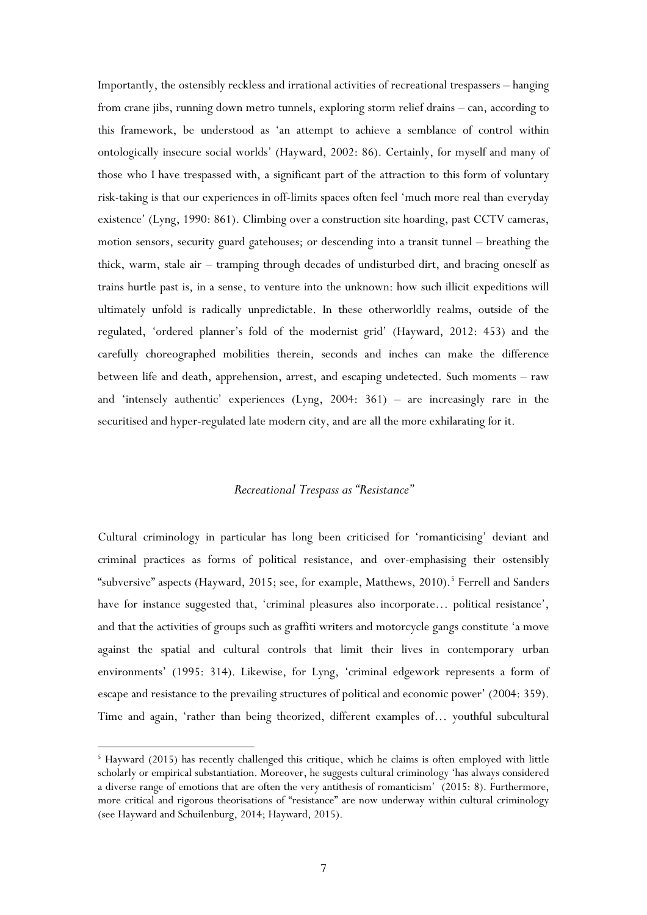Importantly, the ostensibly reckless and irrational activities of recreational trespassers – hanging from crane jibs, running down metro tunnels, exploring storm relief drains – can, according to this framework, be understood as 'an attempt to achieve a semblance of control within ontologically insecure social worlds' (Hayward, 2002: 86). Certainly, for myself and many of those who I have trespassed with, a significant part of the attraction to this form of voluntary risk-taking is that our experiences in off-limits spaces often feel 'much more real than everyday existence' (Lyng, 1990: 861). Climbing over a construction site hoarding, past CCTV cameras, motion sensors, security guard gatehouses; or descending into a transit tunnel – breathing the thick, warm, stale air – tramping through decades of undisturbed dirt, and bracing oneself as trains hurtle past is, in a sense, to venture into the unknown: how such illicit expeditions will ultimately unfold is radically unpredictable. In these otherworldly realms, outside of the regulated, 'ordered planner's fold of the modernist grid' (Hayward, 2012: 453) and the carefully choreographed mobilities therein, seconds and inches can make the difference between life and death, apprehension, arrest, and escaping undetected. Such moments – raw and 'intensely authentic' experiences (Lyng, 2004: 361) – are increasingly rare in the securitised and hyper-regulated late modern city, and are all the more exhilarating for it.

### *Recreational Trespass as "Resistance"*

Cultural criminology in particular has long been criticised for 'romanticising' deviant and criminal practices as forms of political resistance, and over-emphasising their ostensibly "subversive" aspects (Hayward, 2015; see, for example, Matthews, 2010).[5] Ferrell and Sanders have for instance suggested that, 'criminal pleasures also incorporate… political resistance', and that the activities of groups such as graffiti writers and motorcycle gangs constitute 'a move against the spatial and cultural controls that limit their lives in contemporary urban environments' (1995: 314). Likewise, for Lyng, 'criminal edgework represents a form of escape and resistance to the prevailing structures of political and economic power' (2004: 359). Time and again, 'rather than being theorized, different examples of… youthful subcultural

[5] Hayward (2015) has recently challenged this critique, which he claims is often employed with little scholarly or empirical substantiation. Moreover, he suggests cultural criminology 'has always considered a diverse range of emotions that are often the very antithesis of romanticism' (2015: 8). Furthermore, more critical and rigorous theorisations of "resistance" are now underway within cultural criminology (see Hayward and Schuilenburg, 2014; Hayward, 2015).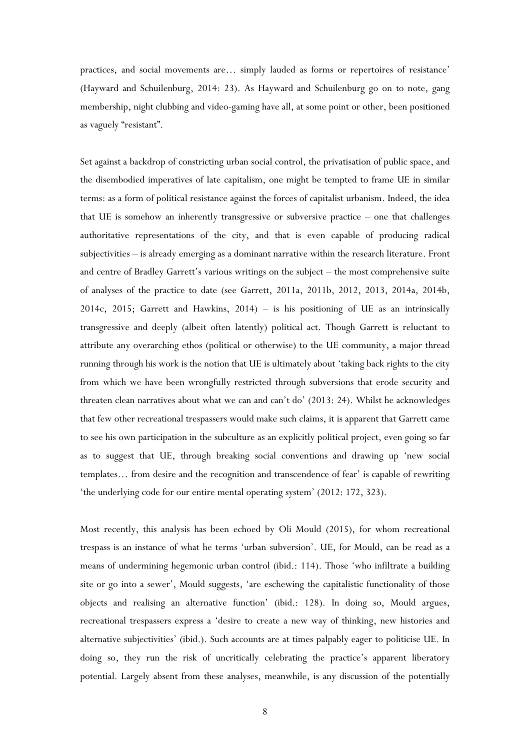practices, and social movements are… simply lauded as forms or repertoires of resistance' (Hayward and Schuilenburg, 2014: 23). As Hayward and Schuilenburg go on to note, gang membership, night clubbing and video-gaming have all, at some point or other, been positioned as vaguely "resistant".

Set against a backdrop of constricting urban social control, the privatisation of public space, and the disembodied imperatives of late capitalism, one might be tempted to frame UE in similar terms: as a form of political resistance against the forces of capitalist urbanism. Indeed, the idea that UE is somehow an inherently transgressive or subversive practice – one that challenges authoritative representations of the city, and that is even capable of producing radical subjectivities – is already emerging as a dominant narrative within the research literature. Front and centre of Bradley Garrett's various writings on the subject – the most comprehensive suite of analyses of the practice to date (see Garrett, 2011a, 2011b, 2012, 2013, 2014a, 2014b, 2014c, 2015; Garrett and Hawkins, 2014) – is his positioning of UE as an intrinsically transgressive and deeply (albeit often latently) political act. Though Garrett is reluctant to attribute any overarching ethos (political or otherwise) to the UE community, a major thread running through his work is the notion that UE is ultimately about 'taking back rights to the city from which we have been wrongfully restricted through subversions that erode security and threaten clean narratives about what we can and can't do' (2013: 24). Whilst he acknowledges that few other recreational trespassers would make such claims, it is apparent that Garrett came to see his own participation in the subculture as an explicitly political project, even going so far as to suggest that UE, through breaking social conventions and drawing up 'new social templates… from desire and the recognition and transcendence of fear' is capable of rewriting 'the underlying code for our entire mental operating system' (2012: 172, 323).

Most recently, this analysis has been echoed by Oli Mould (2015), for whom recreational trespass is an instance of what he terms 'urban subversion'. UE, for Mould, can be read as a means of undermining hegemonic urban control (ibid.: 114). Those 'who infiltrate a building site or go into a sewer', Mould suggests, 'are eschewing the capitalistic functionality of those objects and realising an alternative function' (ibid.: 128). In doing so, Mould argues, recreational trespassers express a 'desire to create a new way of thinking, new histories and alternative subjectivities' (ibid.). Such accounts are at times palpably eager to politicise UE. In doing so, they run the risk of uncritically celebrating the practice's apparent liberatory potential. Largely absent from these analyses, meanwhile, is any discussion of the potentially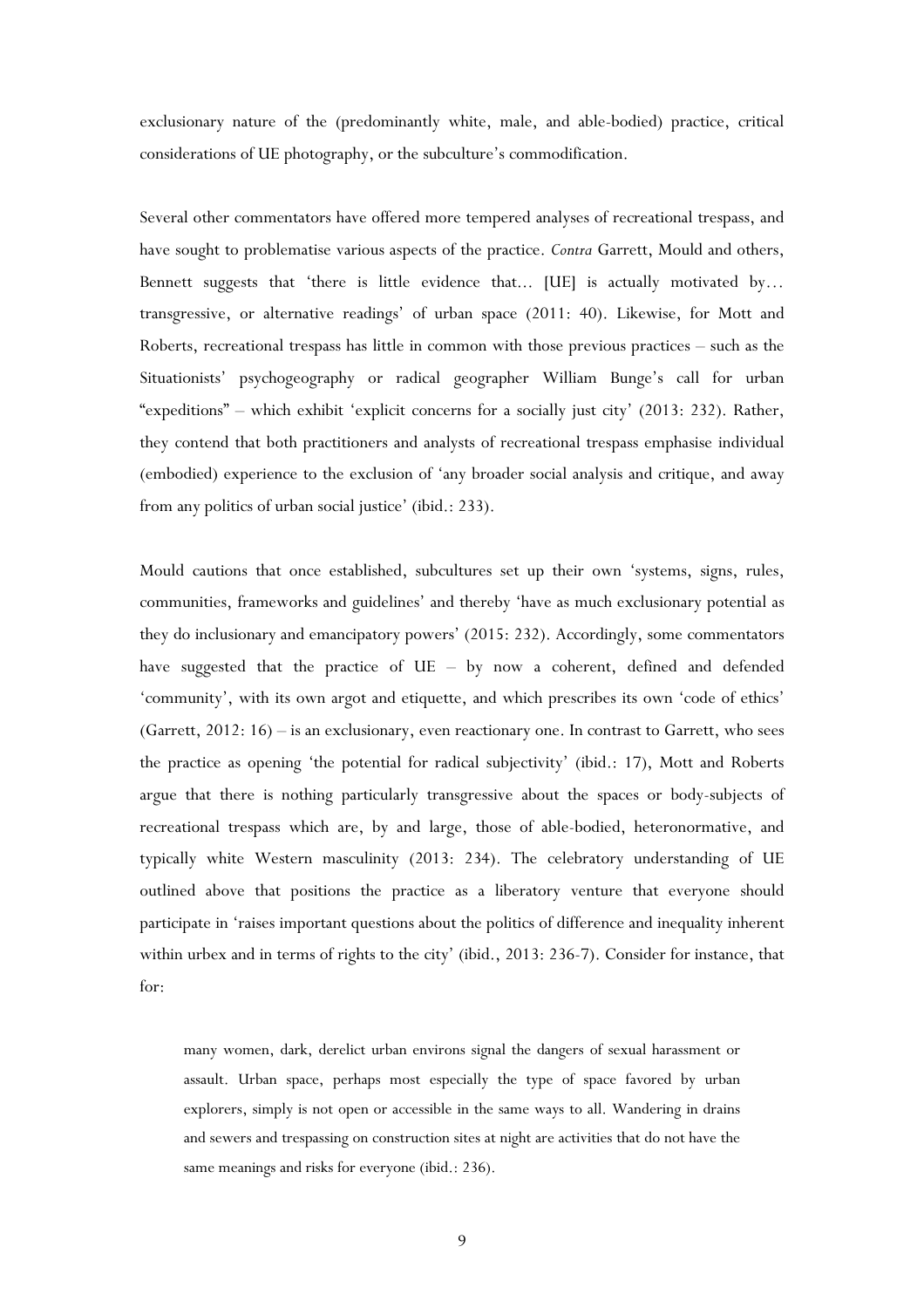exclusionary nature of the (predominantly white, male, and able-bodied) practice, critical considerations of UE photography, or the subculture's commodification.

Several other commentators have offered more tempered analyses of recreational trespass, and have sought to problematise various aspects of the practice. *Contra* Garrett, Mould and others, Bennett suggests that 'there is little evidence that… [UE] is actually motivated by… transgressive, or alternative readings' of urban space (2011: 40). Likewise, for Mott and Roberts, recreational trespass has little in common with those previous practices – such as the Situationists' psychogeography or radical geographer William Bunge's call for urban "expeditions" – which exhibit 'explicit concerns for a socially just city' (2013: 232). Rather, they contend that both practitioners and analysts of recreational trespass emphasise individual (embodied) experience to the exclusion of 'any broader social analysis and critique, and away from any politics of urban social justice' (ibid.: 233).

Mould cautions that once established, subcultures set up their own 'systems, signs, rules, communities, frameworks and guidelines' and thereby 'have as much exclusionary potential as they do inclusionary and emancipatory powers' (2015: 232). Accordingly, some commentators have suggested that the practice of UE – by now a coherent, defined and defended 'community', with its own argot and etiquette, and which prescribes its own 'code of ethics' (Garrett, 2012: 16) – is an exclusionary, even reactionary one. In contrast to Garrett, who sees the practice as opening 'the potential for radical subjectivity' (ibid.: 17), Mott and Roberts argue that there is nothing particularly transgressive about the spaces or body-subjects of recreational trespass which are, by and large, those of able-bodied, heteronormative, and typically white Western masculinity (2013: 234). The celebratory understanding of UE outlined above that positions the practice as a liberatory venture that everyone should participate in 'raises important questions about the politics of difference and inequality inherent within urbex and in terms of rights to the city' (ibid., 2013: 236-7). Consider for instance, that for:

> many women, dark, derelict urban environs signal the dangers of sexual harassment or assault. Urban space, perhaps most especially the type of space favored by urban explorers, simply is not open or accessible in the same ways to all. Wandering in drains and sewers and trespassing on construction sites at night are activities that do not have the same meanings and risks for everyone (ibid.: 236).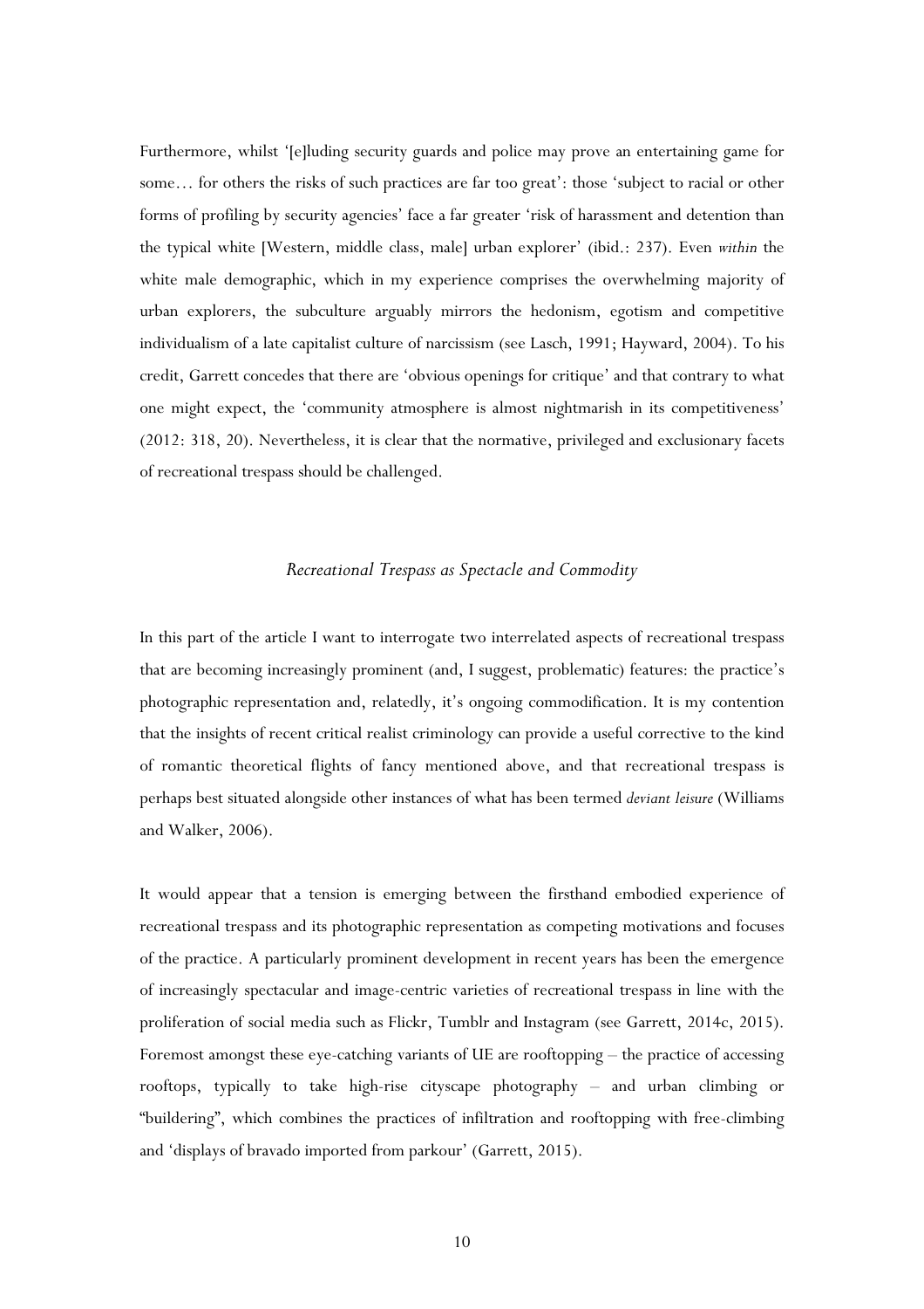Furthermore, whilst '[e]luding security guards and police may prove an entertaining game for some… for others the risks of such practices are far too great': those 'subject to racial or other forms of profiling by security agencies' face a far greater 'risk of harassment and detention than the typical white [Western, middle class, male] urban explorer' (ibid.: 237). Even *within* the white male demographic, which in my experience comprises the overwhelming majority of urban explorers, the subculture arguably mirrors the hedonism, egotism and competitive individualism of a late capitalist culture of narcissism (see Lasch, 1991; Hayward, 2004). To his credit, Garrett concedes that there are 'obvious openings for critique' and that contrary to what one might expect, the 'community atmosphere is almost nightmarish in its competitiveness' (2012: 318, 20). Nevertheless, it is clear that the normative, privileged and exclusionary facets of recreational trespass should be challenged.

## *Recreational Trespass as Spectacle and Commodity*

In this part of the article I want to interrogate two interrelated aspects of recreational trespass that are becoming increasingly prominent (and, I suggest, problematic) features: the practice's photographic representation and, relatedly, it's ongoing commodification. It is my contention that the insights of recent critical realist criminology can provide a useful corrective to the kind of romantic theoretical flights of fancy mentioned above, and that recreational trespass is perhaps best situated alongside other instances of what has been termed *deviant leisure* (Williams and Walker, 2006).

It would appear that a tension is emerging between the firsthand embodied experience of recreational trespass and its photographic representation as competing motivations and focuses of the practice. A particularly prominent development in recent years has been the emergence of increasingly spectacular and image-centric varieties of recreational trespass in line with the proliferation of social media such as Flickr, Tumblr and Instagram (see Garrett, 2014c, 2015). Foremost amongst these eye-catching variants of UE are rooftopping – the practice of accessing rooftops, typically to take high-rise cityscape photography – and urban climbing or "buildering", which combines the practices of infiltration and rooftopping with free-climbing and 'displays of bravado imported from parkour' (Garrett, 2015).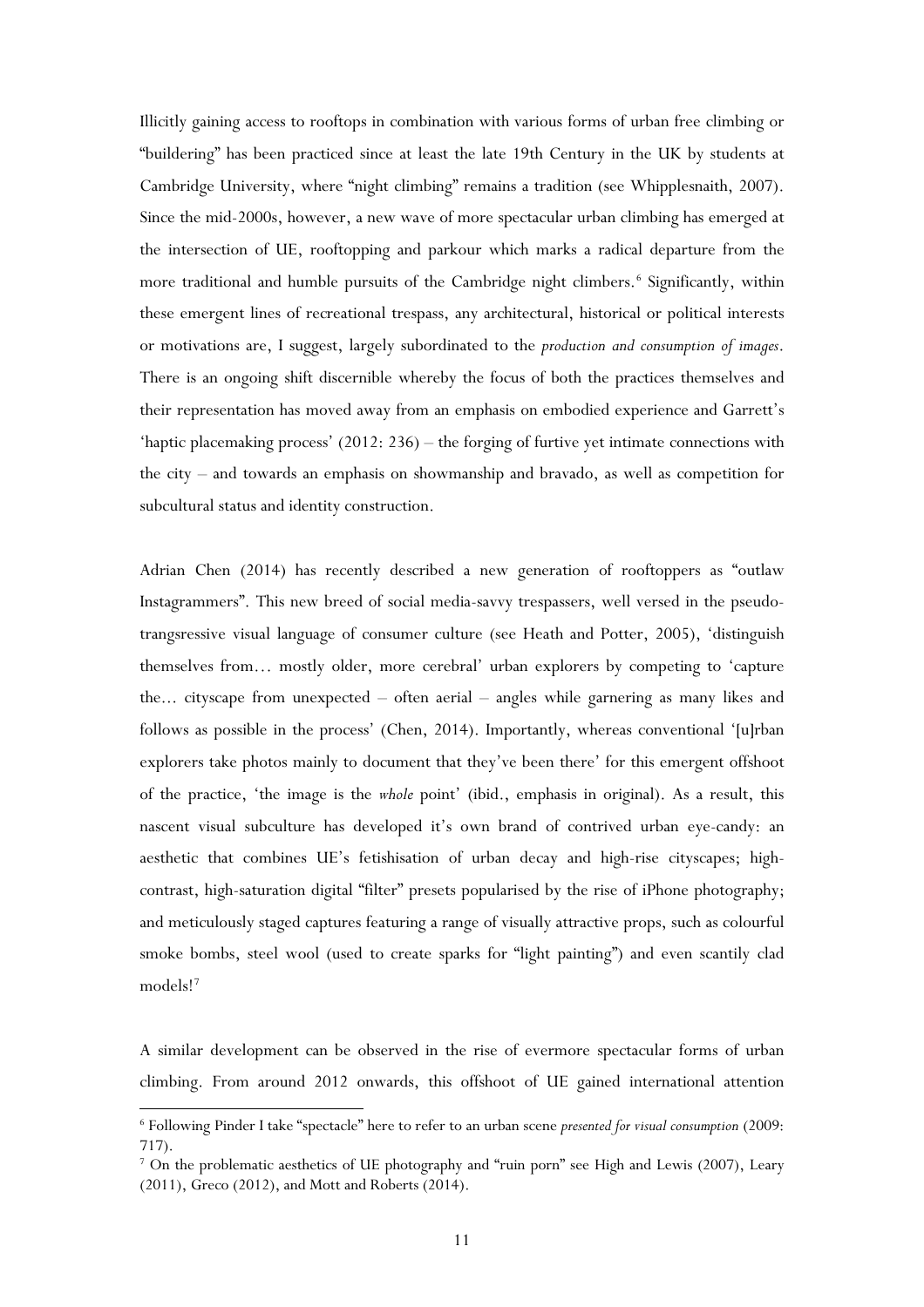Illicitly gaining access to rooftops in combination with various forms of urban free climbing or "buildering" has been practiced since at least the late 19th Century in the UK by students at Cambridge University, where "night climbing" remains a tradition (see Whipplesnaith, 2007). Since the mid-2000s, however, a new wave of more spectacular urban climbing has emerged at the intersection of UE, rooftopping and parkour which marks a radical departure from the more traditional and humble pursuits of the Cambridge night climbers.[6] Significantly, within these emergent lines of recreational trespass, any architectural, historical or political interests or motivations are, I suggest, largely subordinated to the *production and consumption of images*. There is an ongoing shift discernible whereby the focus of both the practices themselves and their representation has moved away from an emphasis on embodied experience and Garrett's 'haptic placemaking process' (2012: 236) – the forging of furtive yet intimate connections with the city – and towards an emphasis on showmanship and bravado, as well as competition for subcultural status and identity construction.

Adrian Chen (2014) has recently described a new generation of rooftoppers as "outlaw Instagrammers". This new breed of social media-savvy trespassers, well versed in the pseudo-trangsressive visual language of consumer culture (see Heath and Potter, 2005), 'distinguish themselves from… mostly older, more cerebral' urban explorers by competing to 'capture the... cityscape from unexpected – often aerial – angles while garnering as many likes and follows as possible in the process' (Chen, 2014). Importantly, whereas conventional '[u]rban explorers take photos mainly to document that they've been there' for this emergent offshoot of the practice, 'the image is the *whole* point' (ibid., emphasis in original). As a result, this nascent visual subculture has developed it's own brand of contrived urban eye-candy: an aesthetic that combines UE's fetishisation of urban decay and high-rise cityscapes; high-contrast, high-saturation digital "filter" presets popularised by the rise of iPhone photography; and meticulously staged captures featuring a range of visually attractive props, such as colourful smoke bombs, steel wool (used to create sparks for "light painting") and even scantily clad models![7]

A similar development can be observed in the rise of evermore spectacular forms of urban climbing. From around 2012 onwards, this offshoot of UE gained international attention

---

[6] Following Pinder I take "spectacle" here to refer to an urban scene *presented for visual consumption* (2009: 717).

[7] On the problematic aesthetics of UE photography and "ruin porn" see High and Lewis (2007), Leary (2011), Greco (2012), and Mott and Roberts (2014).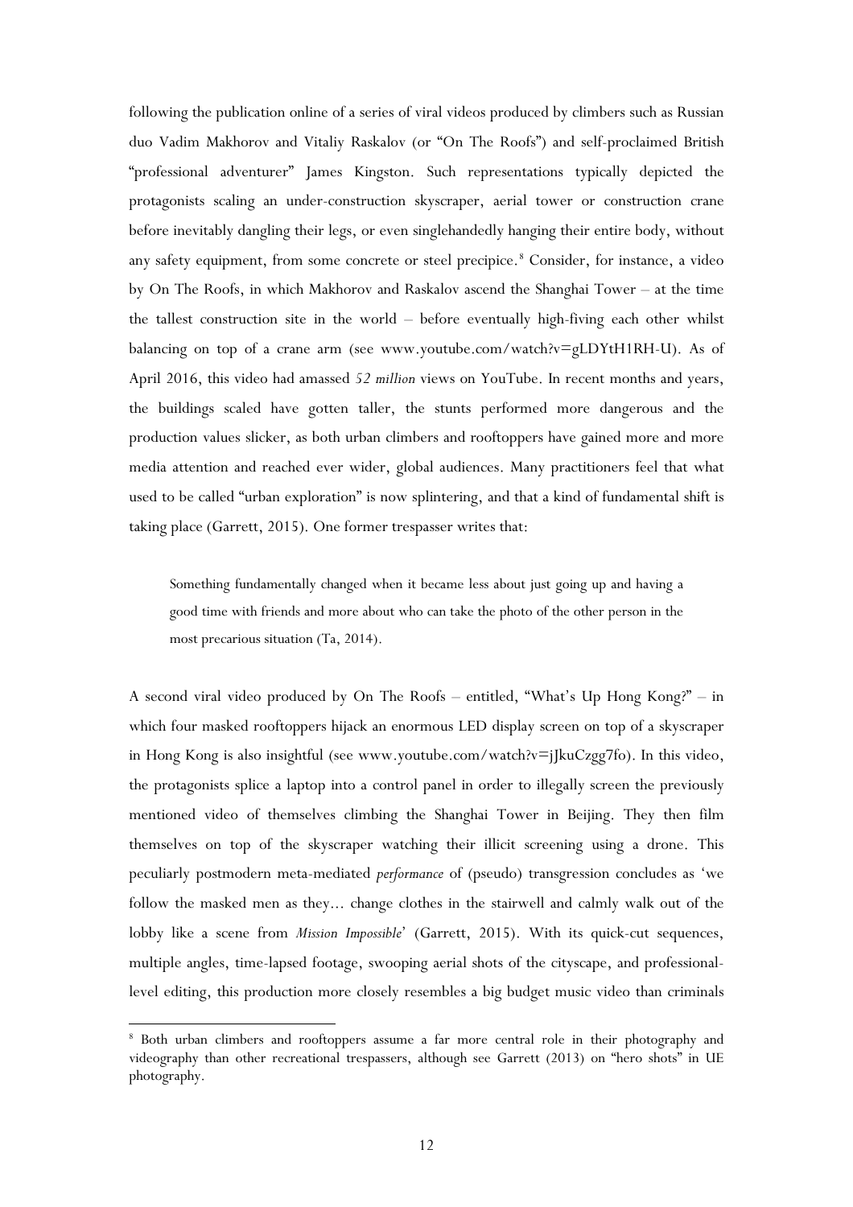following the publication online of a series of viral videos produced by climbers such as Russian duo Vadim Makhorov and Vitaliy Raskalov (or "On The Roofs") and self-proclaimed British "professional adventurer" James Kingston. Such representations typically depicted the protagonists scaling an under-construction skyscraper, aerial tower or construction crane before inevitably dangling their legs, or even singlehandedly hanging their entire body, without any safety equipment, from some concrete or steel precipice.[8] Consider, for instance, a video by On The Roofs, in which Makhorov and Raskalov ascend the Shanghai Tower – at the time the tallest construction site in the world – before eventually high-fiving each other whilst balancing on top of a crane arm (see www.youtube.com/watch?v=gLDYtH1RH-U). As of April 2016, this video had amassed *52 million* views on YouTube. In recent months and years, the buildings scaled have gotten taller, the stunts performed more dangerous and the production values slicker, as both urban climbers and rooftoppers have gained more and more media attention and reached ever wider, global audiences. Many practitioners feel that what used to be called "urban exploration" is now splintering, and that a kind of fundamental shift is taking place (Garrett, 2015). One former trespasser writes that:

> Something fundamentally changed when it became less about just going up and having a good time with friends and more about who can take the photo of the other person in the most precarious situation (Ta, 2014).

A second viral video produced by On The Roofs – entitled, "What's Up Hong Kong?" – in which four masked rooftoppers hijack an enormous LED display screen on top of a skyscraper in Hong Kong is also insightful (see www.youtube.com/watch?v=jJkuCzgg7fo). In this video, the protagonists splice a laptop into a control panel in order to illegally screen the previously mentioned video of themselves climbing the Shanghai Tower in Beijing. They then film themselves on top of the skyscraper watching their illicit screening using a drone. This peculiarly postmodern meta-mediated *performance* of (pseudo) transgression concludes as 'we follow the masked men as they… change clothes in the stairwell and calmly walk out of the lobby like a scene from *Mission Impossible*' (Garrett, 2015). With its quick-cut sequences, multiple angles, time-lapsed footage, swooping aerial shots of the cityscape, and professional-level editing, this production more closely resembles a big budget music video than criminals

[8] Both urban climbers and rooftoppers assume a far more central role in their photography and videography than other recreational trespassers, although see Garrett (2013) on "hero shots" in UE photography.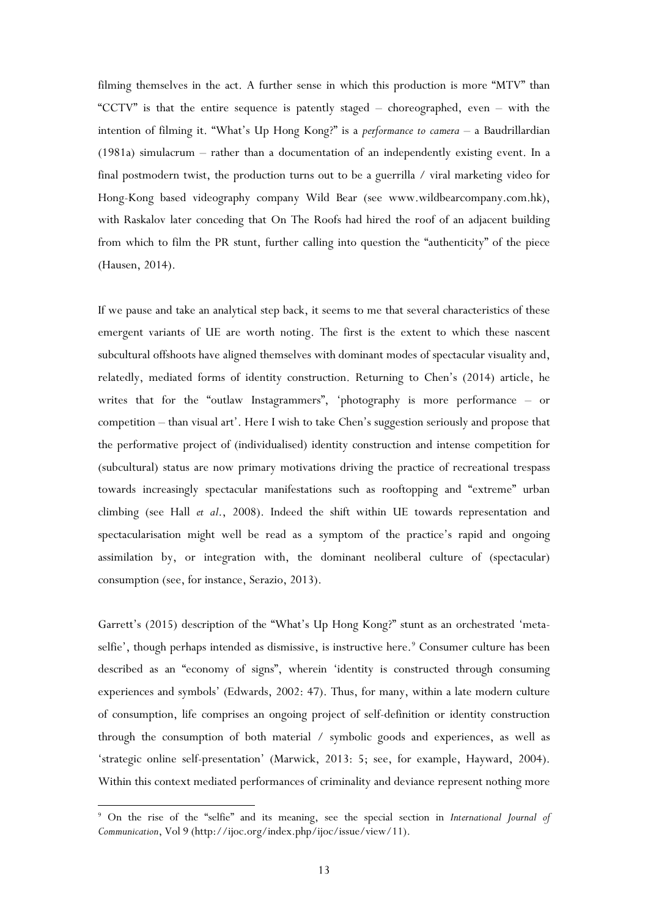filming themselves in the act. A further sense in which this production is more "MTV" than "CCTV" is that the entire sequence is patently staged – choreographed, even – with the intention of filming it. "What's Up Hong Kong?" is a *performance to camera* – a Baudrillardian (1981a) simulacrum – rather than a documentation of an independently existing event. In a final postmodern twist, the production turns out to be a guerrilla / viral marketing video for Hong-Kong based videography company Wild Bear (see www.wildbearcompany.com.hk), with Raskalov later conceding that On The Roofs had hired the roof of an adjacent building from which to film the PR stunt, further calling into question the "authenticity" of the piece (Hausen, 2014).

If we pause and take an analytical step back, it seems to me that several characteristics of these emergent variants of UE are worth noting. The first is the extent to which these nascent subcultural offshoots have aligned themselves with dominant modes of spectacular visuality and, relatedly, mediated forms of identity construction. Returning to Chen's (2014) article, he writes that for the "outlaw Instagrammers", 'photography is more performance – or competition – than visual art'. Here I wish to take Chen's suggestion seriously and propose that the performative project of (individualised) identity construction and intense competition for (subcultural) status are now primary motivations driving the practice of recreational trespass towards increasingly spectacular manifestations such as rooftopping and "extreme" urban climbing (see Hall *et al.*, 2008). Indeed the shift within UE towards representation and spectacularisation might well be read as a symptom of the practice's rapid and ongoing assimilation by, or integration with, the dominant neoliberal culture of (spectacular) consumption (see, for instance, Serazio, 2013).

Garrett's (2015) description of the "What's Up Hong Kong?" stunt as an orchestrated 'meta-selfie', though perhaps intended as dismissive, is instructive here.[9] Consumer culture has been described as an "economy of signs", wherein 'identity is constructed through consuming experiences and symbols' (Edwards, 2002: 47). Thus, for many, within a late modern culture of consumption, life comprises an ongoing project of self-definition or identity construction through the consumption of both material / symbolic goods and experiences, as well as 'strategic online self-presentation' (Marwick, 2013: 5; see, for example, Hayward, 2004). Within this context mediated performances of criminality and deviance represent nothing more

[9] On the rise of the "selfie" and its meaning, see the special section in *International Journal of Communication*, Vol 9 (http://ijoc.org/index.php/ijoc/issue/view/11).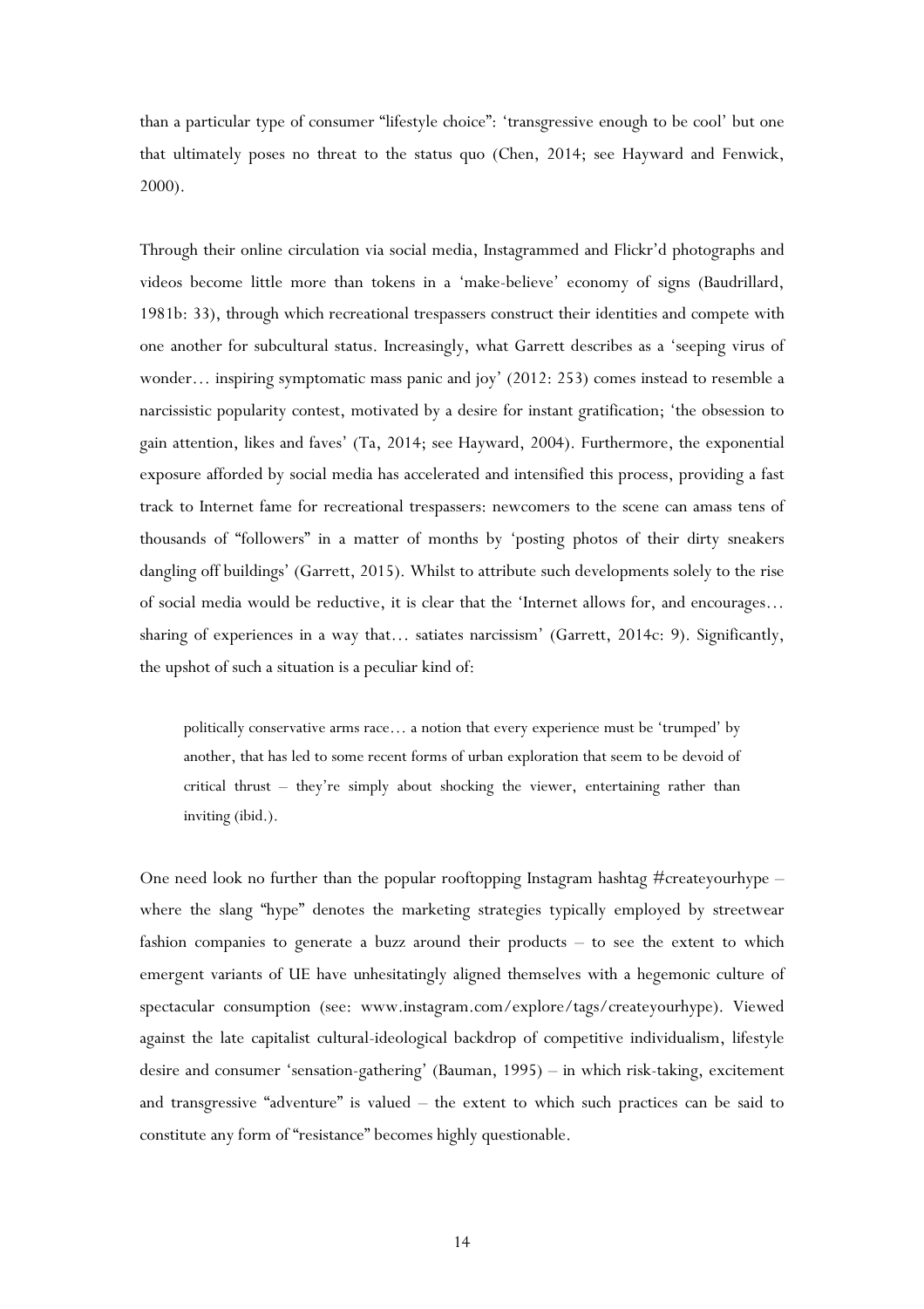than a particular type of consumer "lifestyle choice": 'transgressive enough to be cool' but one that ultimately poses no threat to the status quo (Chen, 2014; see Hayward and Fenwick, 2000).

Through their online circulation via social media, Instagrammed and Flickr'd photographs and videos become little more than tokens in a 'make-believe' economy of signs (Baudrillard, 1981b: 33), through which recreational trespassers construct their identities and compete with one another for subcultural status. Increasingly, what Garrett describes as a 'seeping virus of wonder… inspiring symptomatic mass panic and joy' (2012: 253) comes instead to resemble a narcissistic popularity contest, motivated by a desire for instant gratification; 'the obsession to gain attention, likes and faves' (Ta, 2014; see Hayward, 2004). Furthermore, the exponential exposure afforded by social media has accelerated and intensified this process, providing a fast track to Internet fame for recreational trespassers: newcomers to the scene can amass tens of thousands of "followers" in a matter of months by 'posting photos of their dirty sneakers dangling off buildings' (Garrett, 2015). Whilst to attribute such developments solely to the rise of social media would be reductive, it is clear that the 'Internet allows for, and encourages… sharing of experiences in a way that… satiates narcissism' (Garrett, 2014c: 9). Significantly, the upshot of such a situation is a peculiar kind of:

> politically conservative arms race… a notion that every experience must be 'trumped' by another, that has led to some recent forms of urban exploration that seem to be devoid of critical thrust – they're simply about shocking the viewer, entertaining rather than inviting (ibid.).

One need look no further than the popular rooftopping Instagram hashtag #createyourhype – where the slang "hype" denotes the marketing strategies typically employed by streetwear fashion companies to generate a buzz around their products – to see the extent to which emergent variants of UE have unhesitatingly aligned themselves with a hegemonic culture of spectacular consumption (see: www.instagram.com/explore/tags/createyourhype). Viewed against the late capitalist cultural-ideological backdrop of competitive individualism, lifestyle desire and consumer 'sensation-gathering' (Bauman, 1995) – in which risk-taking, excitement and transgressive "adventure" is valued – the extent to which such practices can be said to constitute any form of "resistance" becomes highly questionable.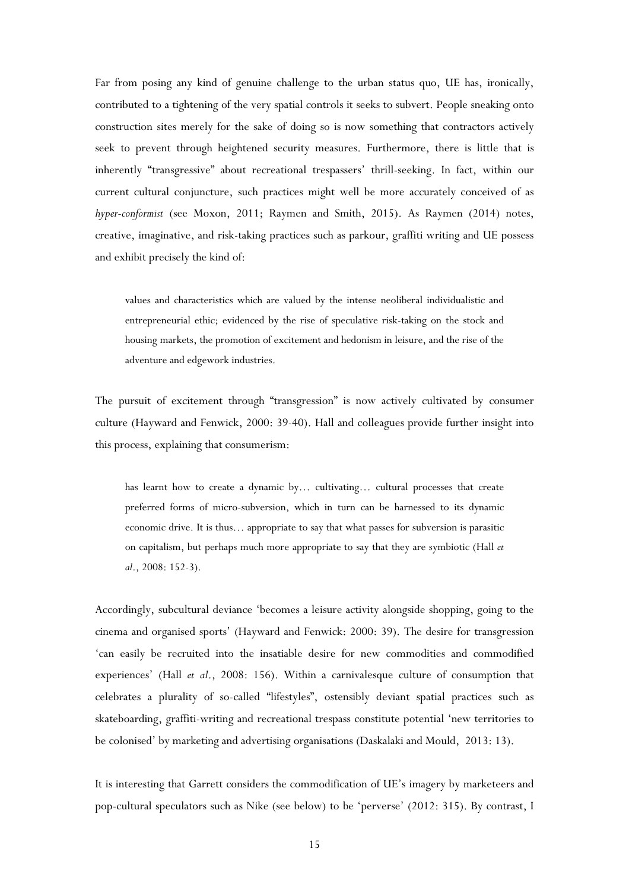Far from posing any kind of genuine challenge to the urban status quo, UE has, ironically, contributed to a tightening of the very spatial controls it seeks to subvert. People sneaking onto construction sites merely for the sake of doing so is now something that contractors actively seek to prevent through heightened security measures. Furthermore, there is little that is inherently "transgressive" about recreational trespassers' thrill-seeking. In fact, within our current cultural conjuncture, such practices might well be more accurately conceived of as *hyper-conformist* (see Moxon, 2011; Raymen and Smith, 2015). As Raymen (2014) notes, creative, imaginative, and risk-taking practices such as parkour, graffiti writing and UE possess and exhibit precisely the kind of:

> values and characteristics which are valued by the intense neoliberal individualistic and entrepreneurial ethic; evidenced by the rise of speculative risk-taking on the stock and housing markets, the promotion of excitement and hedonism in leisure, and the rise of the adventure and edgework industries.

The pursuit of excitement through "transgression" is now actively cultivated by consumer culture (Hayward and Fenwick, 2000: 39-40). Hall and colleagues provide further insight into this process, explaining that consumerism:

> has learnt how to create a dynamic by… cultivating… cultural processes that create preferred forms of micro-subversion, which in turn can be harnessed to its dynamic economic drive. It is thus… appropriate to say that what passes for subversion is parasitic on capitalism, but perhaps much more appropriate to say that they are symbiotic (Hall *et al.*, 2008: 152-3).

Accordingly, subcultural deviance 'becomes a leisure activity alongside shopping, going to the cinema and organised sports' (Hayward and Fenwick: 2000: 39). The desire for transgression 'can easily be recruited into the insatiable desire for new commodities and commodified experiences' (Hall *et al.*, 2008: 156). Within a carnivalesque culture of consumption that celebrates a plurality of so-called "lifestyles", ostensibly deviant spatial practices such as skateboarding, graffiti-writing and recreational trespass constitute potential 'new territories to be colonised' by marketing and advertising organisations (Daskalaki and Mould, 2013: 13).

It is interesting that Garrett considers the commodification of UE's imagery by marketeers and pop-cultural speculators such as Nike (see below) to be 'perverse' (2012: 315). By contrast, I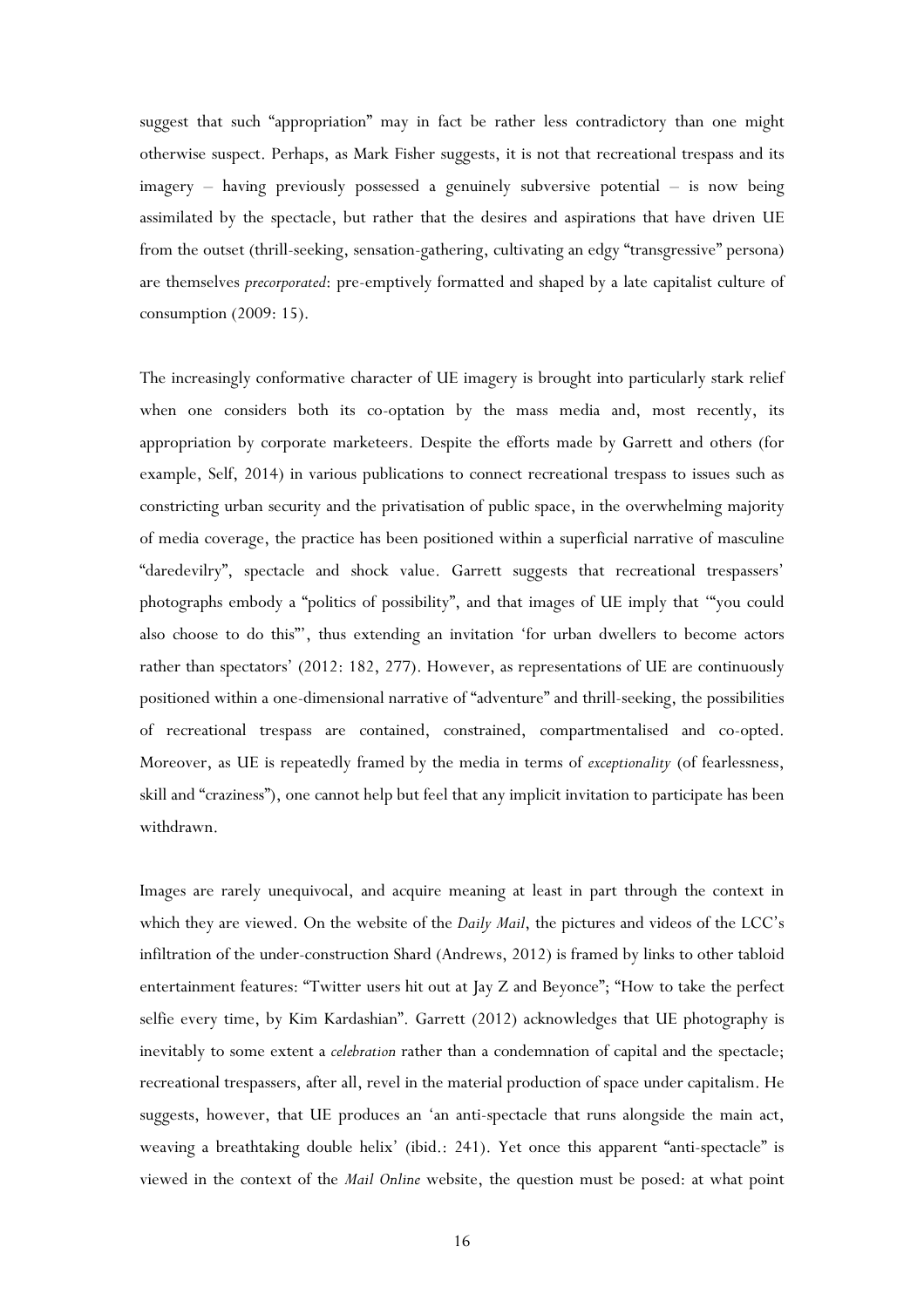suggest that such "appropriation" may in fact be rather less contradictory than one might otherwise suspect. Perhaps, as Mark Fisher suggests, it is not that recreational trespass and its imagery – having previously possessed a genuinely subversive potential – is now being assimilated by the spectacle, but rather that the desires and aspirations that have driven UE from the outset (thrill-seeking, sensation-gathering, cultivating an edgy "transgressive" persona) are themselves *precorporated*: pre-emptively formatted and shaped by a late capitalist culture of consumption (2009: 15).

The increasingly conformative character of UE imagery is brought into particularly stark relief when one considers both its co-optation by the mass media and, most recently, its appropriation by corporate marketeers. Despite the efforts made by Garrett and others (for example, Self, 2014) in various publications to connect recreational trespass to issues such as constricting urban security and the privatisation of public space, in the overwhelming majority of media coverage, the practice has been positioned within a superficial narrative of masculine "daredevilry", spectacle and shock value. Garrett suggests that recreational trespassers' photographs embody a "politics of possibility", and that images of UE imply that '"you could also choose to do this"', thus extending an invitation 'for urban dwellers to become actors rather than spectators' (2012: 182, 277). However, as representations of UE are continuously positioned within a one-dimensional narrative of "adventure" and thrill-seeking, the possibilities of recreational trespass are contained, constrained, compartmentalised and co-opted. Moreover, as UE is repeatedly framed by the media in terms of *exceptionality* (of fearlessness, skill and "craziness"), one cannot help but feel that any implicit invitation to participate has been withdrawn.

Images are rarely unequivocal, and acquire meaning at least in part through the context in which they are viewed. On the website of the *Daily Mail*, the pictures and videos of the LCC's infiltration of the under-construction Shard (Andrews, 2012) is framed by links to other tabloid entertainment features: "Twitter users hit out at Jay Z and Beyonce"; "How to take the perfect selfie every time, by Kim Kardashian". Garrett (2012) acknowledges that UE photography is inevitably to some extent a *celebration* rather than a condemnation of capital and the spectacle; recreational trespassers, after all, revel in the material production of space under capitalism. He suggests, however, that UE produces an 'an anti-spectacle that runs alongside the main act, weaving a breathtaking double helix' (ibid.: 241). Yet once this apparent "anti-spectacle" is viewed in the context of the *Mail Online* website, the question must be posed: at what point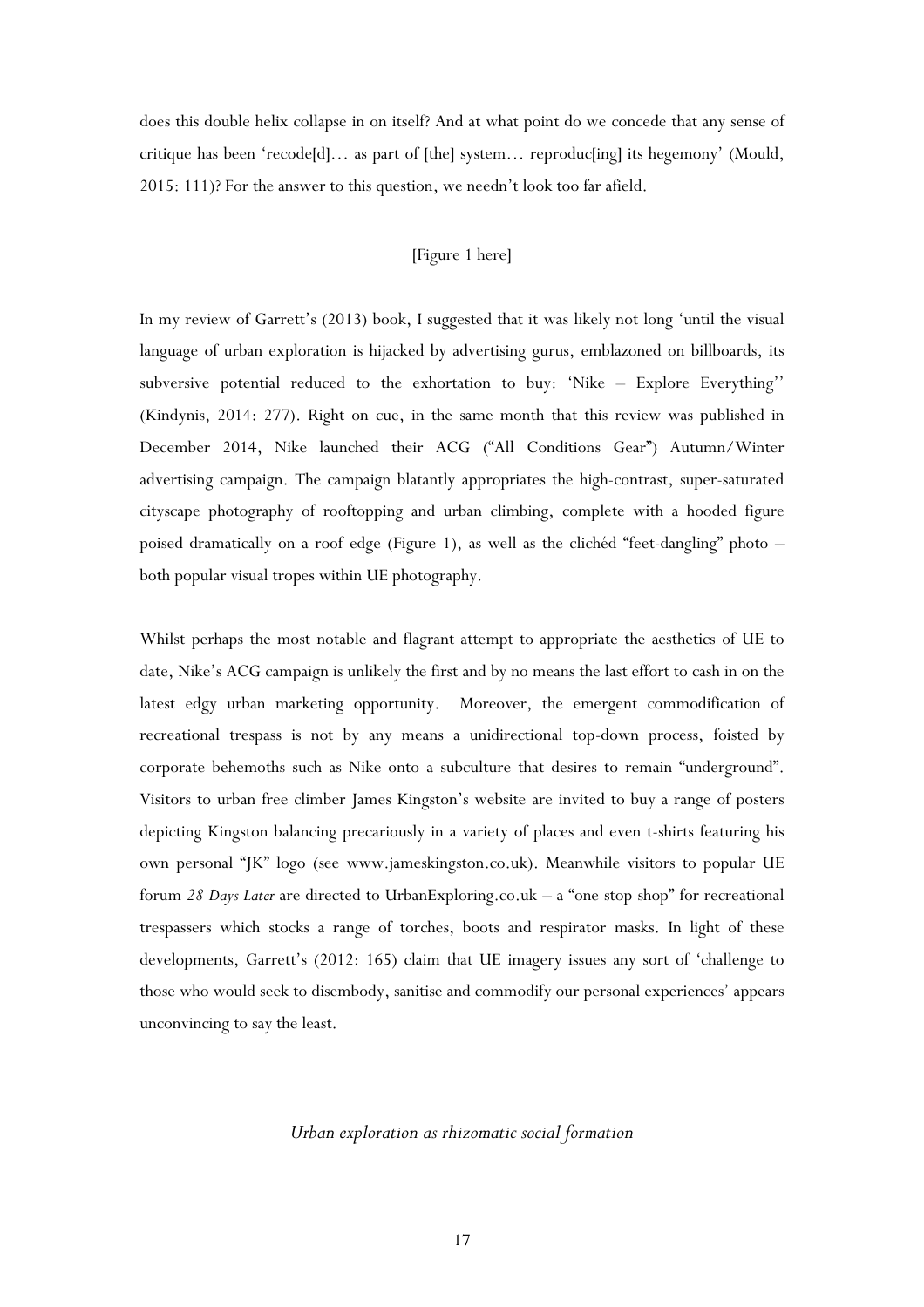does this double helix collapse in on itself? And at what point do we concede that any sense of critique has been 'recode[d]… as part of [the] system… reproduc[ing] its hegemony' (Mould, 2015: 111)? For the answer to this question, we needn't look too far afield.

[Figure 1 here]

In my review of Garrett's (2013) book, I suggested that it was likely not long 'until the visual language of urban exploration is hijacked by advertising gurus, emblazoned on billboards, its subversive potential reduced to the exhortation to buy: 'Nike – Explore Everything'' (Kindynis, 2014: 277). Right on cue, in the same month that this review was published in December 2014, Nike launched their ACG ("All Conditions Gear") Autumn/Winter advertising campaign. The campaign blatantly appropriates the high-contrast, super-saturated cityscape photography of rooftopping and urban climbing, complete with a hooded figure poised dramatically on a roof edge (Figure 1), as well as the clichéd "feet-dangling" photo – both popular visual tropes within UE photography.

Whilst perhaps the most notable and flagrant attempt to appropriate the aesthetics of UE to date, Nike's ACG campaign is unlikely the first and by no means the last effort to cash in on the latest edgy urban marketing opportunity. Moreover, the emergent commodification of recreational trespass is not by any means a unidirectional top-down process, foisted by corporate behemoths such as Nike onto a subculture that desires to remain "underground". Visitors to urban free climber James Kingston's website are invited to buy a range of posters depicting Kingston balancing precariously in a variety of places and even t-shirts featuring his own personal "JK" logo (see www.jameskingston.co.uk). Meanwhile visitors to popular UE forum *28 Days Later* are directed to UrbanExploring.co.uk – a "one stop shop" for recreational trespassers which stocks a range of torches, boots and respirator masks. In light of these developments, Garrett's (2012: 165) claim that UE imagery issues any sort of 'challenge to those who would seek to disembody, sanitise and commodify our personal experiences' appears unconvincing to say the least.

### *Urban exploration as rhizomatic social formation*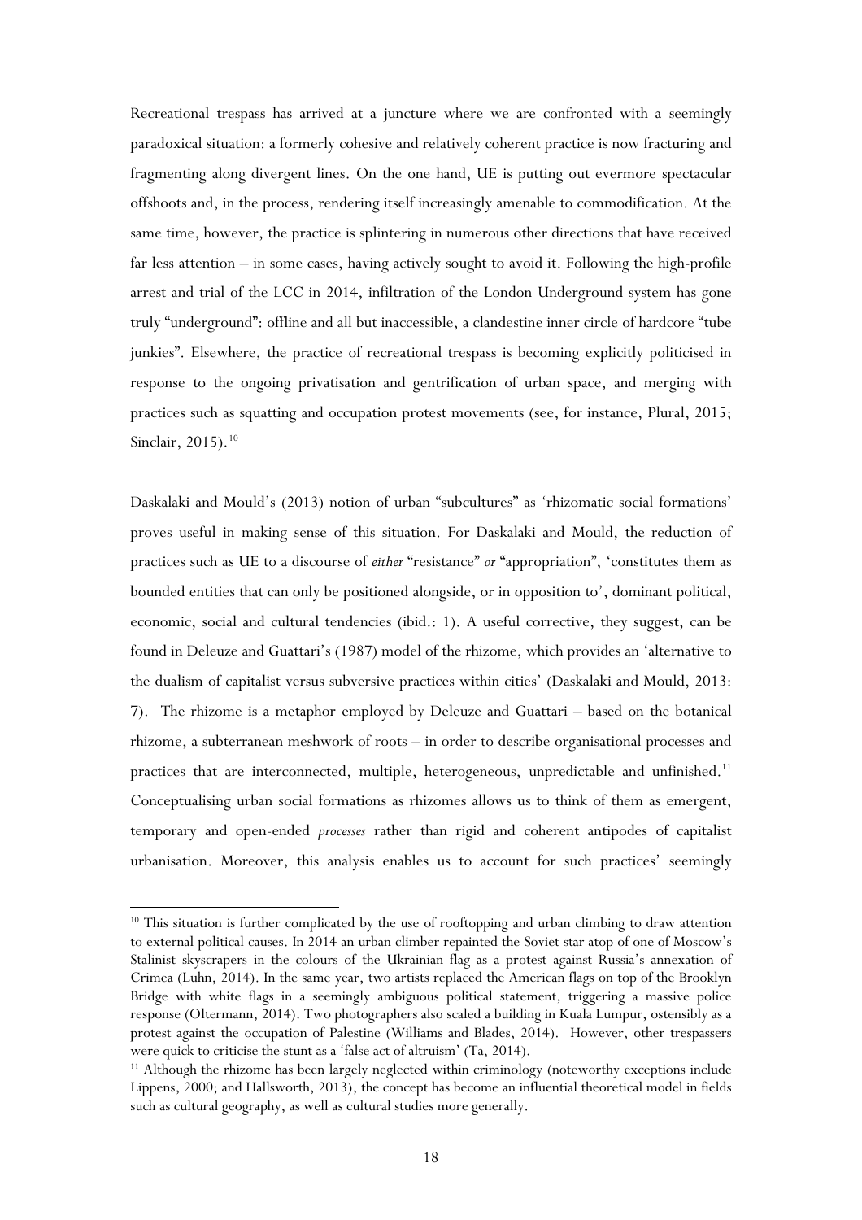Recreational trespass has arrived at a juncture where we are confronted with a seemingly paradoxical situation: a formerly cohesive and relatively coherent practice is now fracturing and fragmenting along divergent lines. On the one hand, UE is putting out evermore spectacular offshoots and, in the process, rendering itself increasingly amenable to commodification. At the same time, however, the practice is splintering in numerous other directions that have received far less attention – in some cases, having actively sought to avoid it. Following the high-profile arrest and trial of the LCC in 2014, infiltration of the London Underground system has gone truly "underground": offline and all but inaccessible, a clandestine inner circle of hardcore "tube junkies". Elsewhere, the practice of recreational trespass is becoming explicitly politicised in response to the ongoing privatisation and gentrification of urban space, and merging with practices such as squatting and occupation protest movements (see, for instance, Plural, 2015; Sinclair, 2015).[10]

Daskalaki and Mould's (2013) notion of urban "subcultures" as 'rhizomatic social formations' proves useful in making sense of this situation. For Daskalaki and Mould, the reduction of practices such as UE to a discourse of *either* "resistance" *or* "appropriation", 'constitutes them as bounded entities that can only be positioned alongside, or in opposition to', dominant political, economic, social and cultural tendencies (ibid.: 1). A useful corrective, they suggest, can be found in Deleuze and Guattari's (1987) model of the rhizome, which provides an 'alternative to the dualism of capitalist versus subversive practices within cities' (Daskalaki and Mould, 2013: 7). The rhizome is a metaphor employed by Deleuze and Guattari – based on the botanical rhizome, a subterranean meshwork of roots – in order to describe organisational processes and practices that are interconnected, multiple, heterogeneous, unpredictable and unfinished.[11] Conceptualising urban social formations as rhizomes allows us to think of them as emergent, temporary and open-ended *processes* rather than rigid and coherent antipodes of capitalist urbanisation. Moreover, this analysis enables us to account for such practices' seemingly

[10] This situation is further complicated by the use of rooftopping and urban climbing to draw attention to external political causes. In 2014 an urban climber repainted the Soviet star atop of one of Moscow's Stalinist skyscrapers in the colours of the Ukrainian flag as a protest against Russia's annexation of Crimea (Luhn, 2014). In the same year, two artists replaced the American flags on top of the Brooklyn Bridge with white flags in a seemingly ambiguous political statement, triggering a massive police response (Oltermann, 2014). Two photographers also scaled a building in Kuala Lumpur, ostensibly as a protest against the occupation of Palestine (Williams and Blades, 2014). However, other trespassers were quick to criticise the stunt as a 'false act of altruism' (Ta, 2014).

[11] Although the rhizome has been largely neglected within criminology (noteworthy exceptions include Lippens, 2000; and Hallsworth, 2013), the concept has become an influential theoretical model in fields such as cultural geography, as well as cultural studies more generally.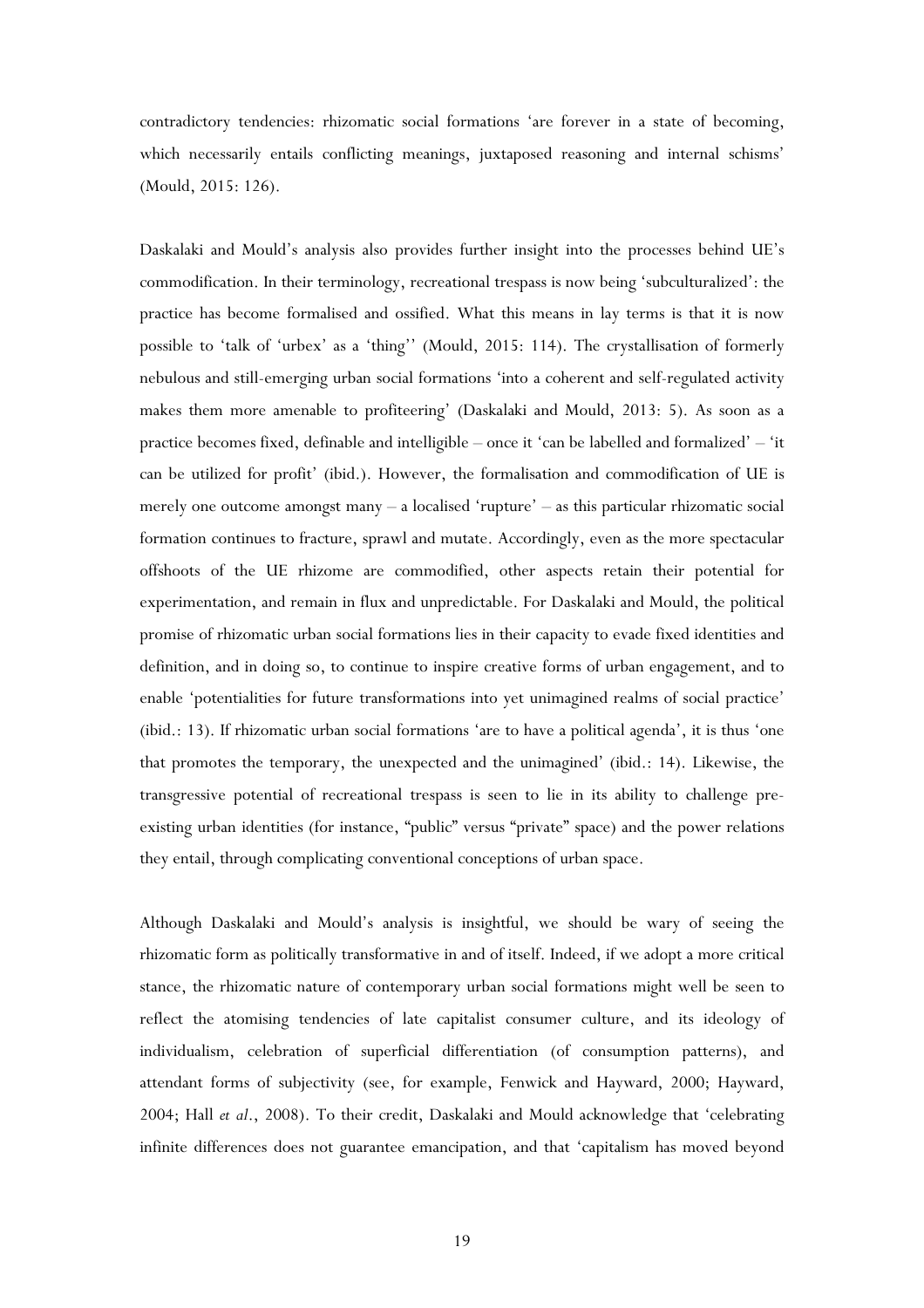contradictory tendencies: rhizomatic social formations 'are forever in a state of becoming, which necessarily entails conflicting meanings, juxtaposed reasoning and internal schisms' (Mould, 2015: 126).

Daskalaki and Mould's analysis also provides further insight into the processes behind UE's commodification. In their terminology, recreational trespass is now being 'subculturalized': the practice has become formalised and ossified. What this means in lay terms is that it is now possible to 'talk of 'urbex' as a 'thing'' (Mould, 2015: 114). The crystallisation of formerly nebulous and still-emerging urban social formations 'into a coherent and self-regulated activity makes them more amenable to profiteering' (Daskalaki and Mould, 2013: 5). As soon as a practice becomes fixed, definable and intelligible – once it 'can be labelled and formalized' – 'it can be utilized for profit' (ibid.). However, the formalisation and commodification of UE is merely one outcome amongst many – a localised 'rupture' – as this particular rhizomatic social formation continues to fracture, sprawl and mutate. Accordingly, even as the more spectacular offshoots of the UE rhizome are commodified, other aspects retain their potential for experimentation, and remain in flux and unpredictable. For Daskalaki and Mould, the political promise of rhizomatic urban social formations lies in their capacity to evade fixed identities and definition, and in doing so, to continue to inspire creative forms of urban engagement, and to enable 'potentialities for future transformations into yet unimagined realms of social practice' (ibid.: 13). If rhizomatic urban social formations 'are to have a political agenda', it is thus 'one that promotes the temporary, the unexpected and the unimagined' (ibid.: 14). Likewise, the transgressive potential of recreational trespass is seen to lie in its ability to challenge pre-existing urban identities (for instance, "public" versus "private" space) and the power relations they entail, through complicating conventional conceptions of urban space.

Although Daskalaki and Mould's analysis is insightful, we should be wary of seeing the rhizomatic form as politically transformative in and of itself. Indeed, if we adopt a more critical stance, the rhizomatic nature of contemporary urban social formations might well be seen to reflect the atomising tendencies of late capitalist consumer culture, and its ideology of individualism, celebration of superficial differentiation (of consumption patterns), and attendant forms of subjectivity (see, for example, Fenwick and Hayward, 2000; Hayward, 2004; Hall *et al*., 2008). To their credit, Daskalaki and Mould acknowledge that 'celebrating infinite differences does not guarantee emancipation, and that 'capitalism has moved beyond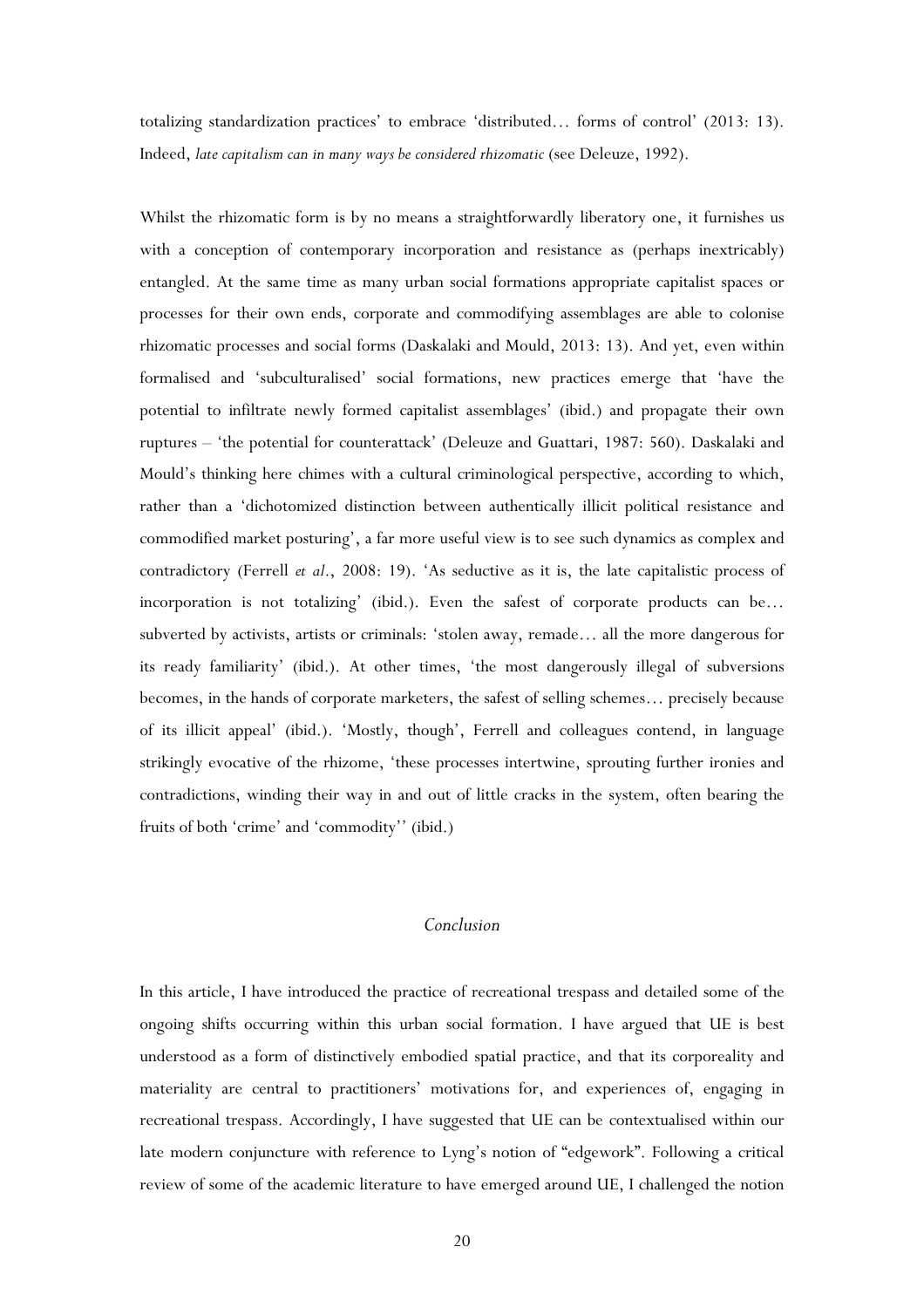totalizing standardization practices' to embrace 'distributed… forms of control' (2013: 13). Indeed, *late capitalism can in many ways be considered rhizomatic* (see Deleuze, 1992).

Whilst the rhizomatic form is by no means a straightforwardly liberatory one, it furnishes us with a conception of contemporary incorporation and resistance as (perhaps inextricably) entangled. At the same time as many urban social formations appropriate capitalist spaces or processes for their own ends, corporate and commodifying assemblages are able to colonise rhizomatic processes and social forms (Daskalaki and Mould, 2013: 13). And yet, even within formalised and 'subculturalised' social formations, new practices emerge that 'have the potential to infiltrate newly formed capitalist assemblages' (ibid.) and propagate their own ruptures – 'the potential for counterattack' (Deleuze and Guattari, 1987: 560). Daskalaki and Mould's thinking here chimes with a cultural criminological perspective, according to which, rather than a 'dichotomized distinction between authentically illicit political resistance and commodified market posturing', a far more useful view is to see such dynamics as complex and contradictory (Ferrell *et al.*, 2008: 19). 'As seductive as it is, the late capitalistic process of incorporation is not totalizing' (ibid.). Even the safest of corporate products can be… subverted by activists, artists or criminals: 'stolen away, remade… all the more dangerous for its ready familiarity' (ibid.). At other times, 'the most dangerously illegal of subversions becomes, in the hands of corporate marketers, the safest of selling schemes… precisely because of its illicit appeal' (ibid.). 'Mostly, though', Ferrell and colleagues contend, in language strikingly evocative of the rhizome, 'these processes intertwine, sprouting further ironies and contradictions, winding their way in and out of little cracks in the system, often bearing the fruits of both 'crime' and 'commodity'' (ibid.)

## *Conclusion*

In this article, I have introduced the practice of recreational trespass and detailed some of the ongoing shifts occurring within this urban social formation. I have argued that UE is best understood as a form of distinctively embodied spatial practice, and that its corporeality and materiality are central to practitioners' motivations for, and experiences of, engaging in recreational trespass. Accordingly, I have suggested that UE can be contextualised within our late modern conjuncture with reference to Lyng's notion of "edgework". Following a critical review of some of the academic literature to have emerged around UE, I challenged the notion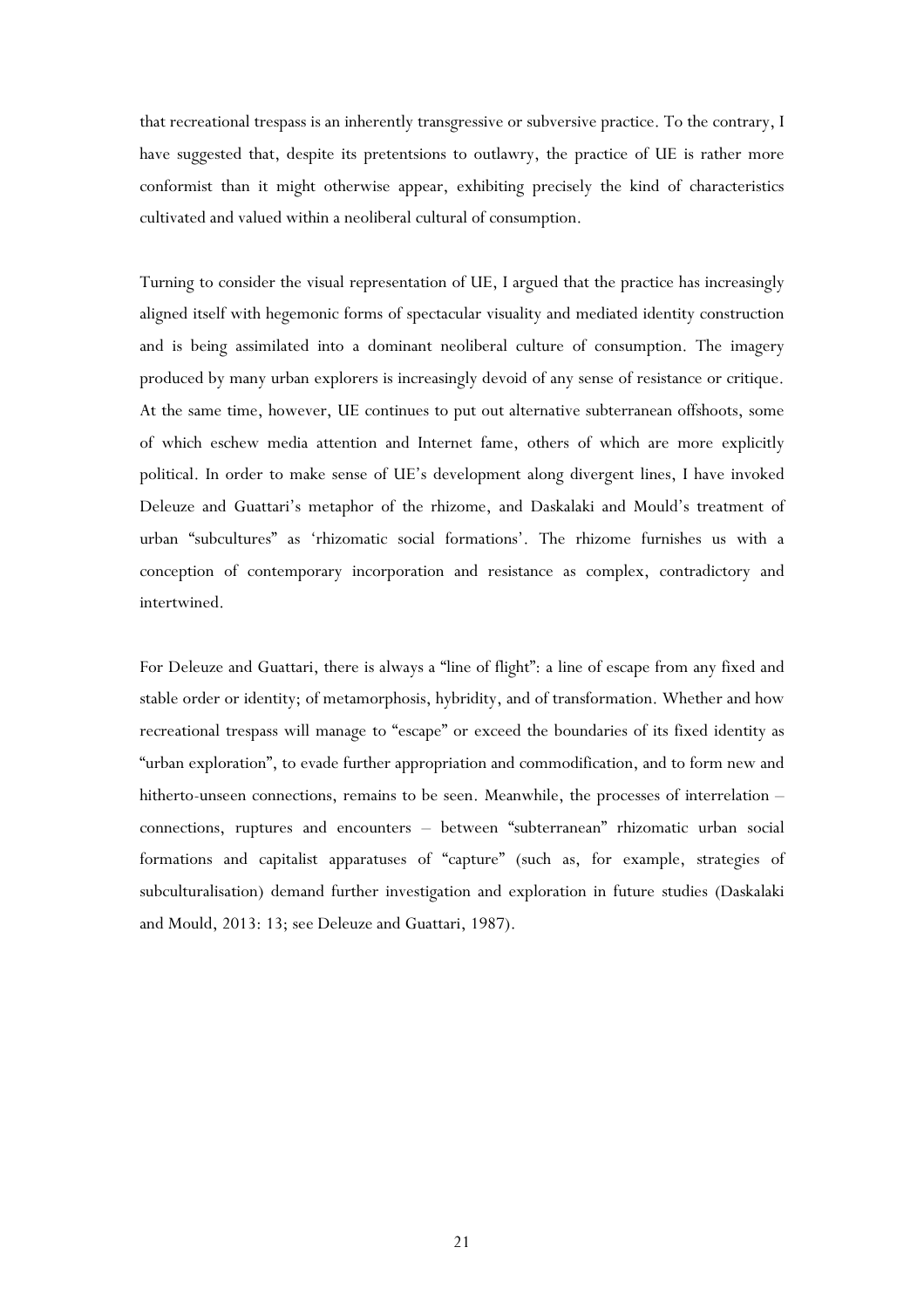that recreational trespass is an inherently transgressive or subversive practice. To the contrary, I have suggested that, despite its pretentsions to outlawry, the practice of UE is rather more conformist than it might otherwise appear, exhibiting precisely the kind of characteristics cultivated and valued within a neoliberal cultural of consumption.

Turning to consider the visual representation of UE, I argued that the practice has increasingly aligned itself with hegemonic forms of spectacular visuality and mediated identity construction and is being assimilated into a dominant neoliberal culture of consumption. The imagery produced by many urban explorers is increasingly devoid of any sense of resistance or critique. At the same time, however, UE continues to put out alternative subterranean offshoots, some of which eschew media attention and Internet fame, others of which are more explicitly political. In order to make sense of UE's development along divergent lines, I have invoked Deleuze and Guattari's metaphor of the rhizome, and Daskalaki and Mould's treatment of urban "subcultures" as 'rhizomatic social formations'. The rhizome furnishes us with a conception of contemporary incorporation and resistance as complex, contradictory and intertwined.

For Deleuze and Guattari, there is always a "line of flight": a line of escape from any fixed and stable order or identity; of metamorphosis, hybridity, and of transformation. Whether and how recreational trespass will manage to "escape" or exceed the boundaries of its fixed identity as "urban exploration", to evade further appropriation and commodification, and to form new and hitherto-unseen connections, remains to be seen. Meanwhile, the processes of interrelation – connections, ruptures and encounters – between "subterranean" rhizomatic urban social formations and capitalist apparatuses of "capture" (such as, for example, strategies of subculturalisation) demand further investigation and exploration in future studies (Daskalaki and Mould, 2013: 13; see Deleuze and Guattari, 1987).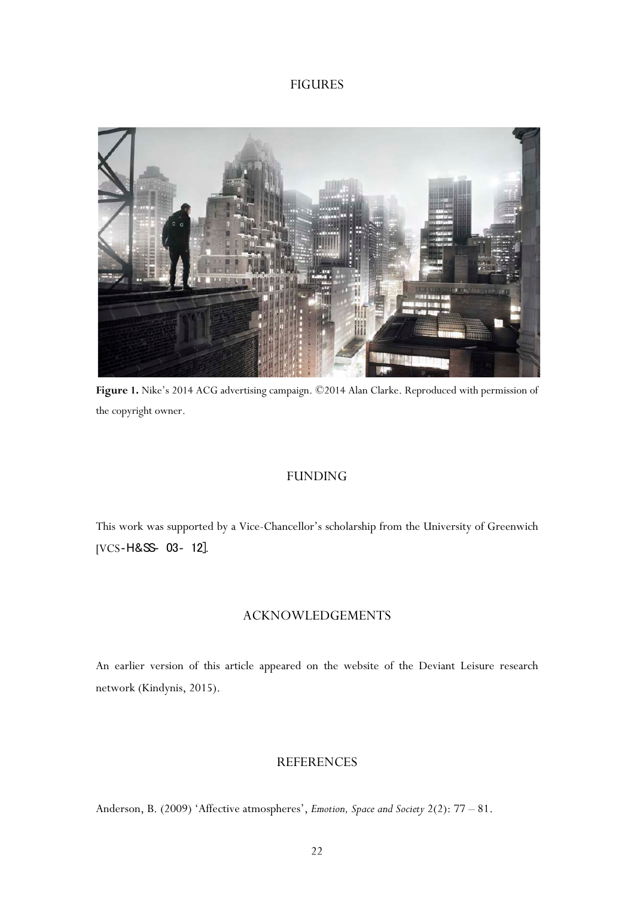## FIGURES

**Figure 1.** Nike's 2014 ACG advertising campaign. ©2014 Alan Clarke. Reproduced with permission of the copyright owner.

## FUNDING

This work was supported by a Vice-Chancellor's scholarship from the University of Greenwich [VCS-H&SS-03-12].

## ACKNOWLEDGEMENTS

An earlier version of this article appeared on the website of the Deviant Leisure research network (Kindynis, 2015).

## REFERENCES

Anderson, B. (2009) 'Affective atmospheres', *Emotion, Space and Society* 2(2): 77 – 81.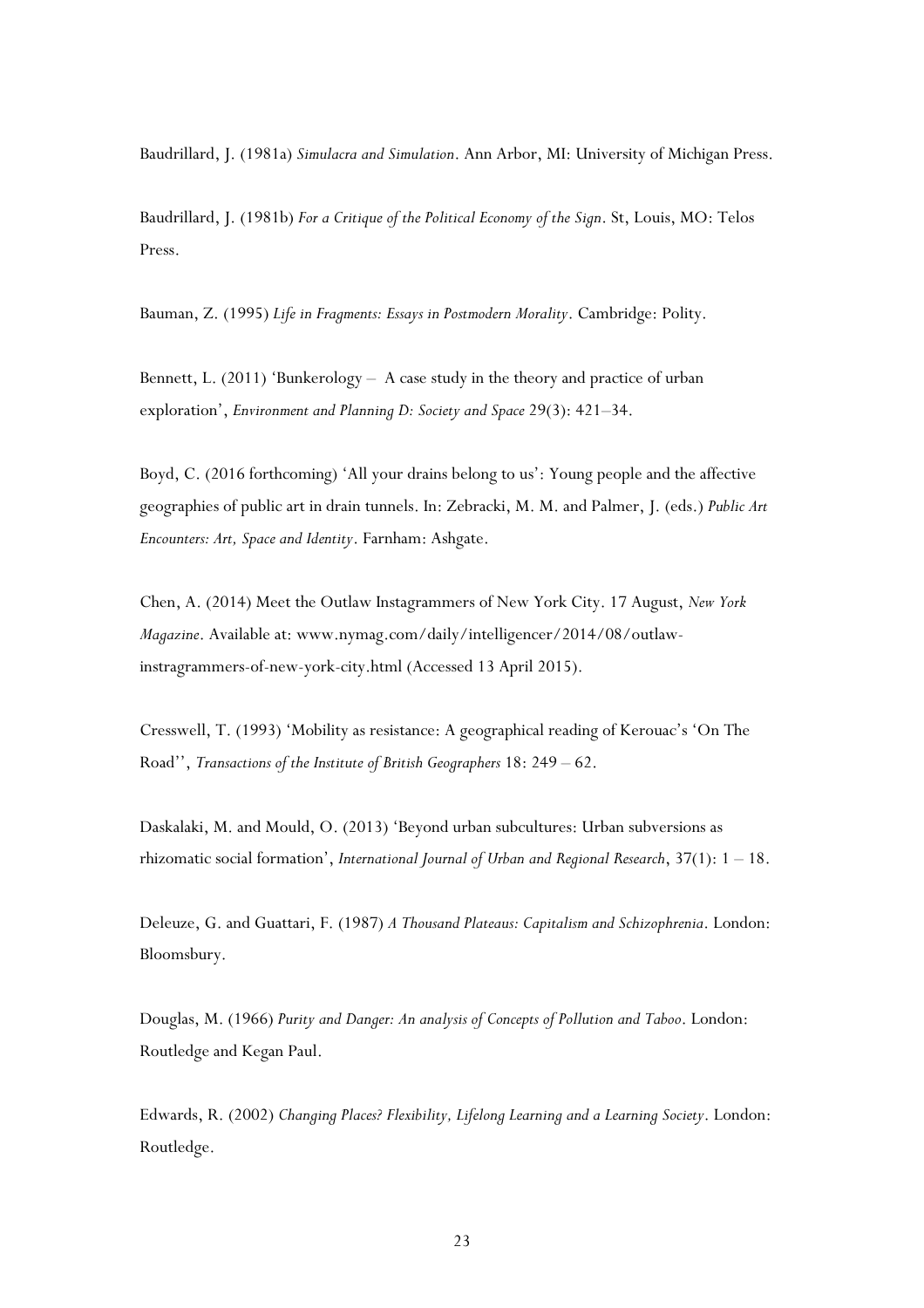Baudrillard, J. (1981a) *Simulacra and Simulation*. Ann Arbor, MI: University of Michigan Press.

Baudrillard, J. (1981b) *For a Critique of the Political Economy of the Sign*. St, Louis, MO: Telos Press.

Bauman, Z. (1995) *Life in Fragments: Essays in Postmodern Morality*. Cambridge: Polity.

Bennett, L. (2011) 'Bunkerology – A case study in the theory and practice of urban exploration', *Environment and Planning D: Society and Space* 29(3): 421–34.

Boyd, C. (2016 forthcoming) 'All your drains belong to us': Young people and the affective geographies of public art in drain tunnels. In: Zebracki, M. M. and Palmer, J. (eds.) *Public Art Encounters: Art, Space and Identity*. Farnham: Ashgate.

Chen, A. (2014) Meet the Outlaw Instagrammers of New York City. 17 August, *New York Magazine*. Available at: www.nymag.com/daily/intelligencer/2014/08/outlaw-instragrammers-of-new-york-city.html (Accessed 13 April 2015).

Cresswell, T. (1993) 'Mobility as resistance: A geographical reading of Kerouac's 'On The Road'', *Transactions of the Institute of British Geographers* 18: 249 – 62.

Daskalaki, M. and Mould, O. (2013) 'Beyond urban subcultures: Urban subversions as rhizomatic social formation', *International Journal of Urban and Regional Research*, 37(1): 1 – 18.

Deleuze, G. and Guattari, F. (1987) *A Thousand Plateaus: Capitalism and Schizophrenia*. London: Bloomsbury.

Douglas, M. (1966) *Purity and Danger: An analysis of Concepts of Pollution and Taboo*. London: Routledge and Kegan Paul.

Edwards, R. (2002) *Changing Places? Flexibility, Lifelong Learning and a Learning Society*. London: Routledge.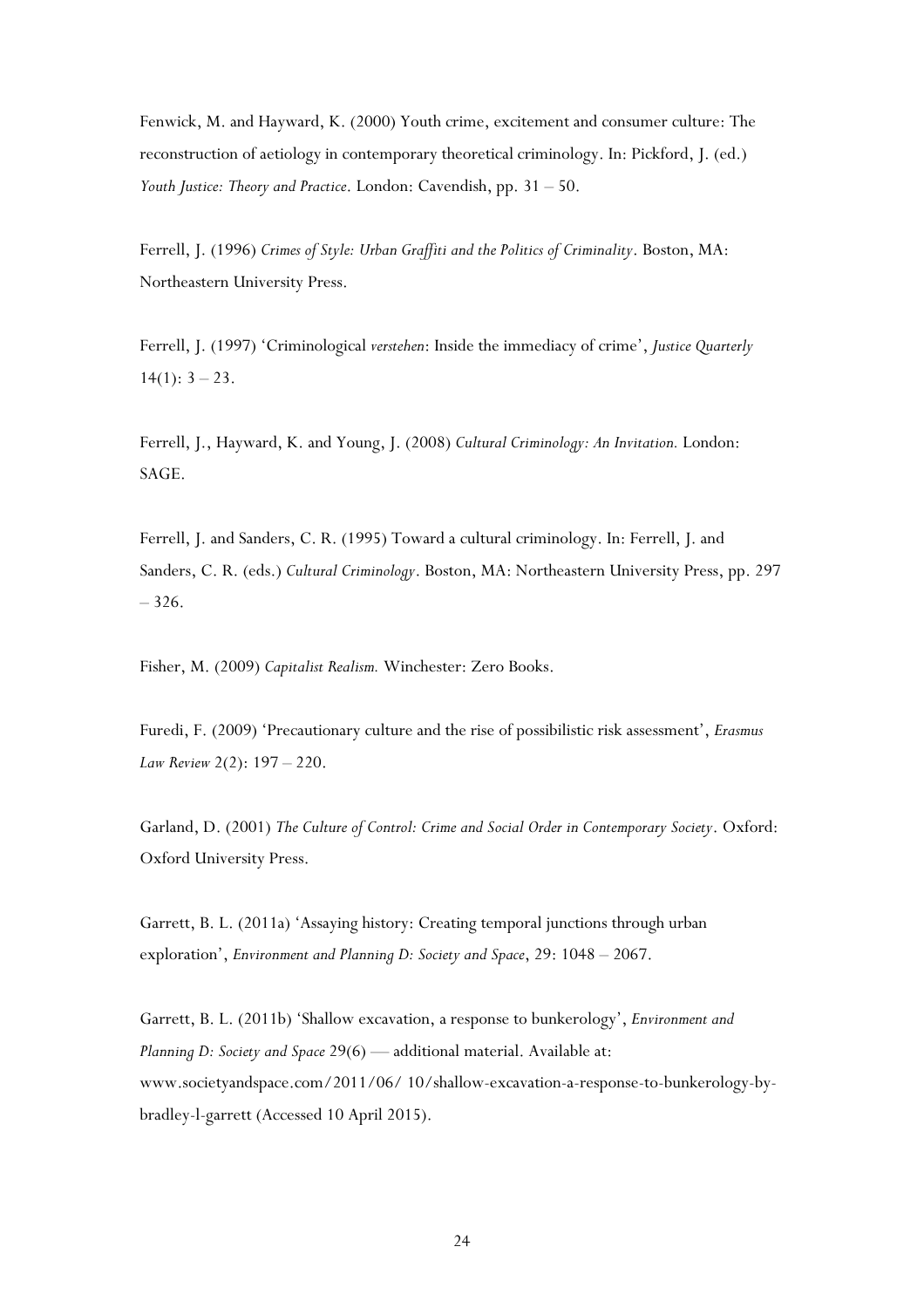Fenwick, M. and Hayward, K. (2000) Youth crime, excitement and consumer culture: The reconstruction of aetiology in contemporary theoretical criminology. In: Pickford, J. (ed.) *Youth Justice: Theory and Practice*. London: Cavendish, pp. 31 – 50.

Ferrell, J. (1996) *Crimes of Style: Urban Graffiti and the Politics of Criminality*. Boston, MA: Northeastern University Press.

Ferrell, J. (1997) 'Criminological *verstehen*: Inside the immediacy of crime', *Justice Quarterly* 14(1): 3 – 23.

Ferrell, J., Hayward, K. and Young, J. (2008) *Cultural Criminology: An Invitation.* London: SAGE.

Ferrell, J. and Sanders, C. R. (1995) Toward a cultural criminology. In: Ferrell, J. and Sanders, C. R. (eds.) *Cultural Criminology*. Boston, MA: Northeastern University Press, pp. 297 – 326.

Fisher, M. (2009) *Capitalist Realism.* Winchester: Zero Books.

Furedi, F. (2009) 'Precautionary culture and the rise of possibilistic risk assessment', *Erasmus Law Review* 2(2): 197 – 220.

Garland, D. (2001) *The Culture of Control: Crime and Social Order in Contemporary Society*. Oxford: Oxford University Press.

Garrett, B. L. (2011a) 'Assaying history: Creating temporal junctions through urban exploration', *Environment and Planning D: Society and Space*, 29: 1048 – 2067.

Garrett, B. L. (2011b) 'Shallow excavation, a response to bunkerology', *Environment and Planning D: Society and Space* 29(6) — additional material. Available at: www.societyandspace.com/2011/06/ 10/shallow-excavation-a-response-to-bunkerology-by-bradley-l-garrett (Accessed 10 April 2015).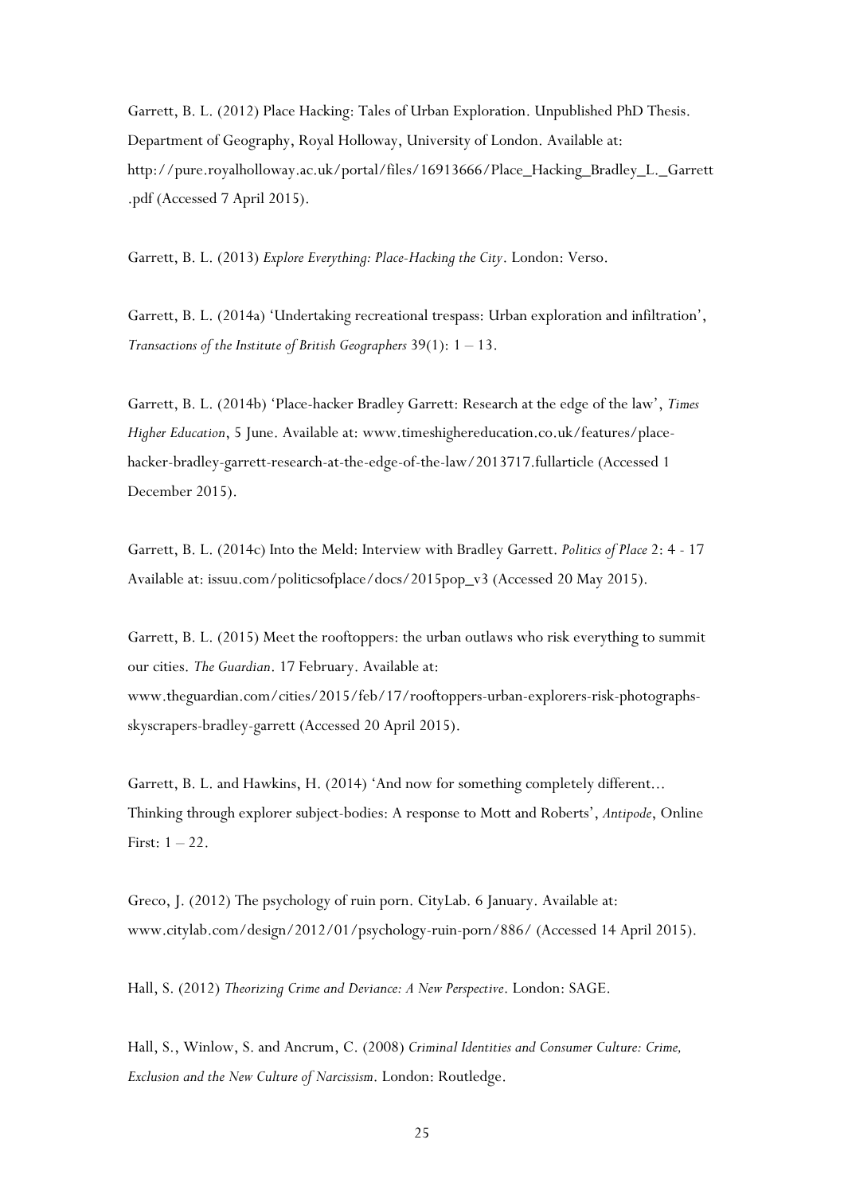Garrett, B. L. (2012) Place Hacking: Tales of Urban Exploration. Unpublished PhD Thesis. Department of Geography, Royal Holloway, University of London. Available at: http://pure.royalholloway.ac.uk/portal/files/16913666/Place_Hacking_Bradley_L._Garrett.pdf (Accessed 7 April 2015).

Garrett, B. L. (2013) *Explore Everything: Place-Hacking the City*. London: Verso.

Garrett, B. L. (2014a) 'Undertaking recreational trespass: Urban exploration and infiltration', *Transactions of the Institute of British Geographers* 39(1): 1 – 13.

Garrett, B. L. (2014b) 'Place-hacker Bradley Garrett: Research at the edge of the law', *Times Higher Education*, 5 June. Available at: www.timeshighereducation.co.uk/features/place-hacker-bradley-garrett-research-at-the-edge-of-the-law/2013717.fullarticle (Accessed 1 December 2015).

Garrett, B. L. (2014c) Into the Meld: Interview with Bradley Garrett. *Politics of Place* 2: 4 - 17 Available at: issuu.com/politicsofplace/docs/2015pop_v3 (Accessed 20 May 2015).

Garrett, B. L. (2015) Meet the rooftoppers: the urban outlaws who risk everything to summit our cities. *The Guardian*. 17 February. Available at: www.theguardian.com/cities/2015/feb/17/rooftoppers-urban-explorers-risk-photographs-skyscrapers-bradley-garrett (Accessed 20 April 2015).

Garrett, B. L. and Hawkins, H. (2014) 'And now for something completely different... Thinking through explorer subject-bodies: A response to Mott and Roberts', *Antipode*, Online First: 1 – 22.

Greco, J. (2012) The psychology of ruin porn. CityLab. 6 January. Available at: www.citylab.com/design/2012/01/psychology-ruin-porn/886/ (Accessed 14 April 2015).

Hall, S. (2012) *Theorizing Crime and Deviance: A New Perspective*. London: SAGE.

Hall, S., Winlow, S. and Ancrum, C. (2008) *Criminal Identities and Consumer Culture: Crime, Exclusion and the New Culture of Narcissism*. London: Routledge.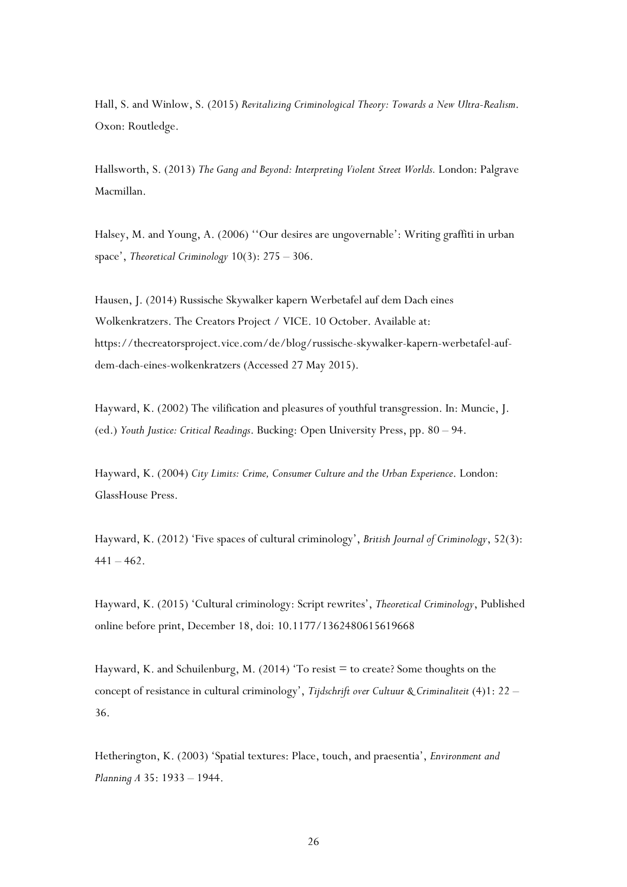Hall, S. and Winlow, S. (2015) *Revitalizing Criminological Theory: Towards a New Ultra-Realism*. Oxon: Routledge.

Hallsworth, S. (2013) *The Gang and Beyond: Interpreting Violent Street Worlds.* London: Palgrave Macmillan.

Halsey, M. and Young, A. (2006) ''Our desires are ungovernable': Writing graffiti in urban space', *Theoretical Criminology* 10(3): 275 – 306.

Hausen, J. (2014) Russische Skywalker kapern Werbetafel auf dem Dach eines Wolkenkratzers. The Creators Project / VICE. 10 October. Available at: https://thecreatorsproject.vice.com/de/blog/russische-skywalker-kapern-werbetafel-auf-dem-dach-eines-wolkenkratzers (Accessed 27 May 2015).

Hayward, K. (2002) The vilification and pleasures of youthful transgression. In: Muncie, J. (ed.) *Youth Justice: Critical Readings*. Bucking: Open University Press, pp. 80 – 94.

Hayward, K. (2004) *City Limits: Crime, Consumer Culture and the Urban Experience*. London: GlassHouse Press.

Hayward, K. (2012) 'Five spaces of cultural criminology', *British Journal of Criminology*, 52(3): 441 – 462.

Hayward, K. (2015) 'Cultural criminology: Script rewrites', *Theoretical Criminology*, Published online before print, December 18, doi: 10.1177/1362480615619668

Hayward, K. and Schuilenburg, M. (2014) 'To resist = to create? Some thoughts on the concept of resistance in cultural criminology', *Tijdschrift over Cultuur & Criminaliteit* (4)1: 22 – 36.

Hetherington, K. (2003) 'Spatial textures: Place, touch, and praesentia', *Environment and Planning A* 35: 1933 – 1944.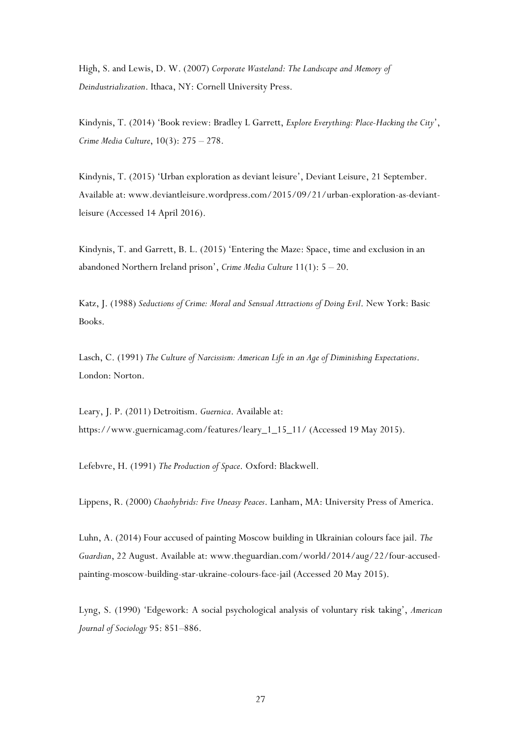High, S. and Lewis, D. W. (2007) *Corporate Wasteland: The Landscape and Memory of Deindustrialization*. Ithaca, NY: Cornell University Press.

Kindynis, T. (2014) 'Book review: Bradley L Garrett, *Explore Everything: Place-Hacking the City*', *Crime Media Culture*, 10(3): 275 – 278.

Kindynis, T. (2015) 'Urban exploration as deviant leisure', Deviant Leisure, 21 September. Available at: www.deviantleisure.wordpress.com/2015/09/21/urban-exploration-as-deviant-leisure (Accessed 14 April 2016).

Kindynis, T. and Garrett, B. L. (2015) 'Entering the Maze: Space, time and exclusion in an abandoned Northern Ireland prison', *Crime Media Culture* 11(1): 5 – 20.

Katz, J. (1988) *Seductions of Crime: Moral and Sensual Attractions of Doing Evil*. New York: Basic Books.

Lasch, C. (1991) *The Culture of Narcissism: American Life in an Age of Diminishing Expectations*. London: Norton.

Leary, J. P. (2011) Detroitism. *Guernica*. Available at: https://www.guernicamag.com/features/leary_1_15_11/ (Accessed 19 May 2015).

Lefebvre, H. (1991) *The Production of Space*. Oxford: Blackwell.

Lippens, R. (2000) *Chaohybrids: Five Uneasy Peaces*. Lanham, MA: University Press of America.

Luhn, A. (2014) Four accused of painting Moscow building in Ukrainian colours face jail. *The Guardian*, 22 August. Available at: www.theguardian.com/world/2014/aug/22/four-accused-painting-moscow-building-star-ukraine-colours-face-jail (Accessed 20 May 2015).

Lyng, S. (1990) 'Edgework: A social psychological analysis of voluntary risk taking', *American Journal of Sociology* 95: 851–886.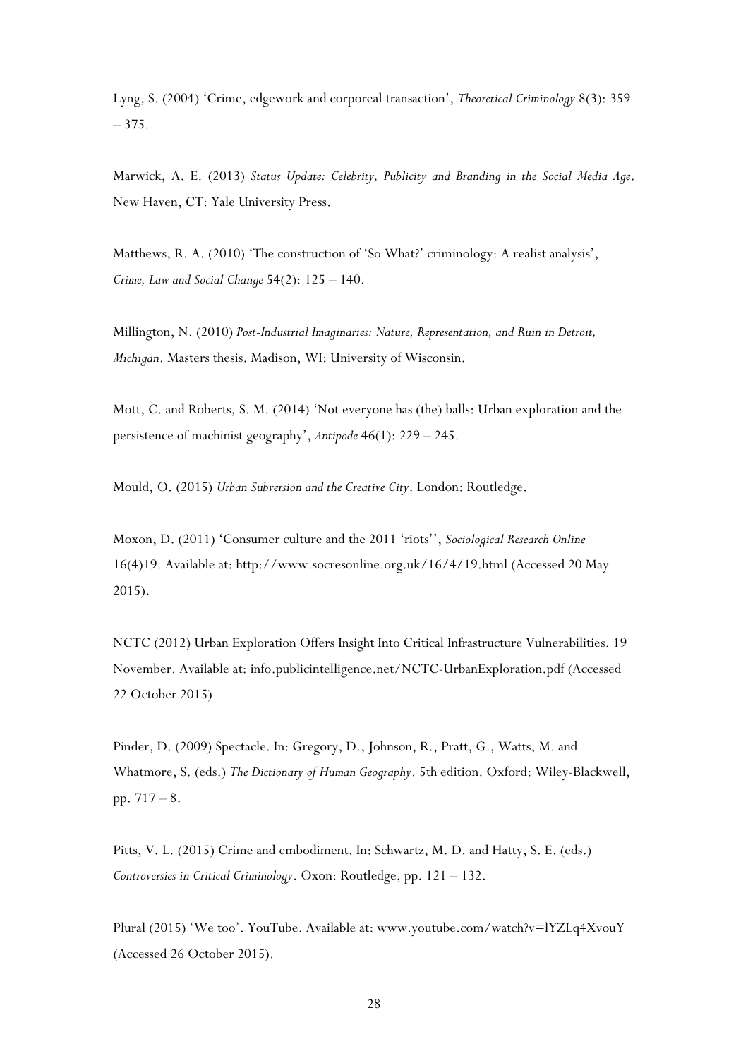Lyng, S. (2004) 'Crime, edgework and corporeal transaction', *Theoretical Criminology* 8(3): 359 – 375.

Marwick, A. E. (2013) *Status Update: Celebrity, Publicity and Branding in the Social Media Age*. New Haven, CT: Yale University Press.

Matthews, R. A. (2010) 'The construction of 'So What?' criminology: A realist analysis', *Crime, Law and Social Change* 54(2): 125 – 140.

Millington, N. (2010) *Post-Industrial Imaginaries: Nature, Representation, and Ruin in Detroit, Michigan*. Masters thesis. Madison, WI: University of Wisconsin.

Mott, C. and Roberts, S. M. (2014) 'Not everyone has (the) balls: Urban exploration and the persistence of machinist geography', *Antipode* 46(1): 229 – 245.

Mould, O. (2015) *Urban Subversion and the Creative City*. London: Routledge.

Moxon, D. (2011) 'Consumer culture and the 2011 'riots'', *Sociological Research Online* 16(4)19. Available at: http://www.socresonline.org.uk/16/4/19.html (Accessed 20 May 2015).

NCTC (2012) Urban Exploration Offers Insight Into Critical Infrastructure Vulnerabilities. 19 November. Available at: info.publicintelligence.net/NCTC-UrbanExploration.pdf (Accessed 22 October 2015)

Pinder, D. (2009) Spectacle. In: Gregory, D., Johnson, R., Pratt, G., Watts, M. and Whatmore, S. (eds.) *The Dictionary of Human Geography*. 5th edition. Oxford: Wiley-Blackwell, pp. 717 – 8.

Pitts, V. L. (2015) Crime and embodiment. In: Schwartz, M. D. and Hatty, S. E. (eds.) *Controversies in Critical Criminology*. Oxon: Routledge, pp. 121 – 132.

Plural (2015) 'We too'. YouTube. Available at: www.youtube.com/watch?v=lYZLq4XvouY (Accessed 26 October 2015).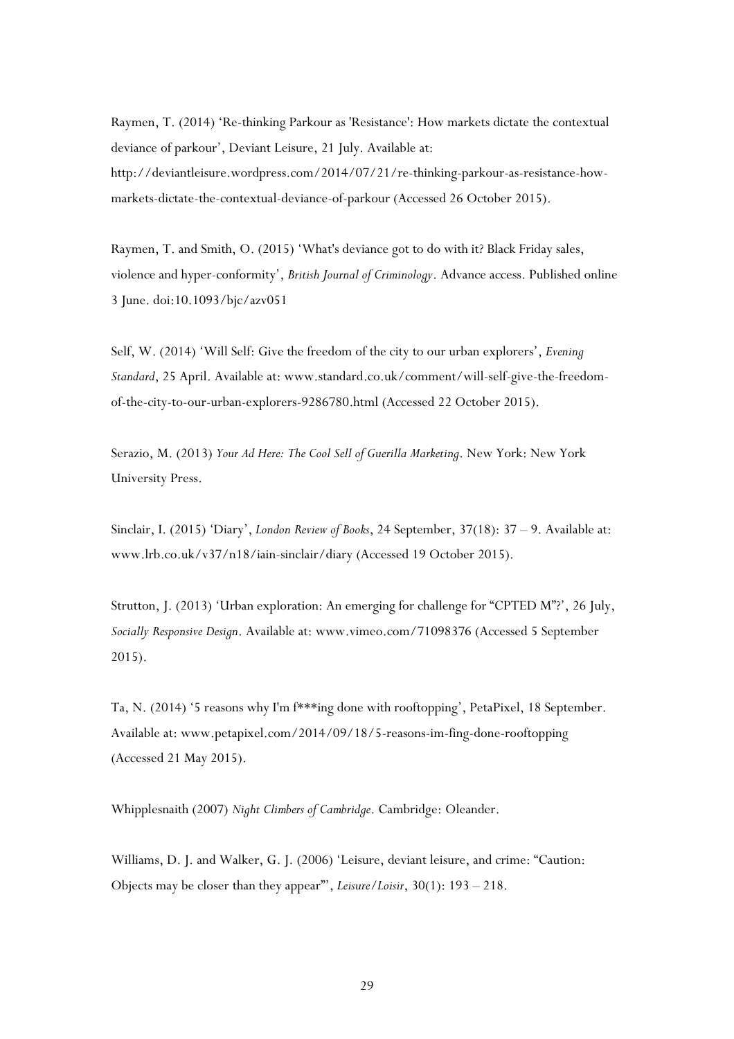Raymen, T. (2014) 'Re-thinking Parkour as 'Resistance': How markets dictate the contextual deviance of parkour', Deviant Leisure, 21 July. Available at: http://deviantleisure.wordpress.com/2014/07/21/re-thinking-parkour-as-resistance-how-markets-dictate-the-contextual-deviance-of-parkour (Accessed 26 October 2015).

Raymen, T. and Smith, O. (2015) 'What's deviance got to do with it? Black Friday sales, violence and hyper-conformity', *British Journal of Criminology*. Advance access. Published online 3 June. doi:10.1093/bjc/azv051

Self, W. (2014) 'Will Self: Give the freedom of the city to our urban explorers', *Evening Standard*, 25 April. Available at: www.standard.co.uk/comment/will-self-give-the-freedom-of-the-city-to-our-urban-explorers-9286780.html (Accessed 22 October 2015).

Serazio, M. (2013) *Your Ad Here: The Cool Sell of Guerilla Marketing*. New York: New York University Press.

Sinclair, I. (2015) 'Diary', *London Review of Books*, 24 September, 37(18): 37 – 9. Available at: www.lrb.co.uk/v37/n18/iain-sinclair/diary (Accessed 19 October 2015).

Strutton, J. (2013) 'Urban exploration: An emerging for challenge for "CPTED M"?', 26 July, *Socially Responsive Design*. Available at: www.vimeo.com/71098376 (Accessed 5 September 2015).

Ta, N. (2014) '5 reasons why I'm f***ing done with rooftopping', PetaPixel, 18 September. Available at: www.petapixel.com/2014/09/18/5-reasons-im-fing-done-rooftopping (Accessed 21 May 2015).

Whipplesnaith (2007) *Night Climbers of Cambridge*. Cambridge: Oleander.

Williams, D. J. and Walker, G. J. (2006) 'Leisure, deviant leisure, and crime: "Caution: Objects may be closer than they appear"', *Leisure/Loisir*, 30(1): 193 – 218.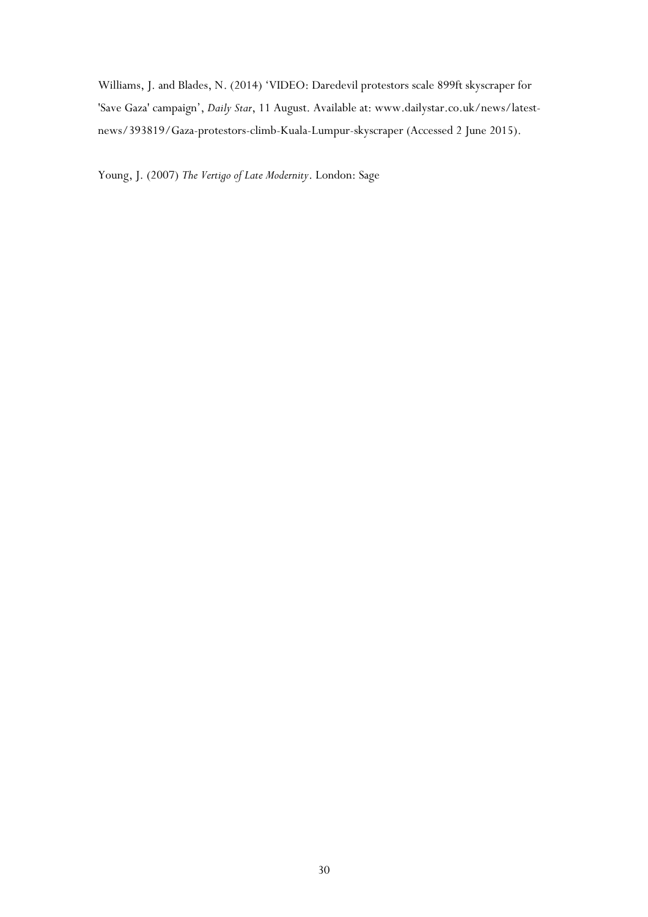Williams, J. and Blades, N. (2014) 'VIDEO: Daredevil protestors scale 899ft skyscraper for 'Save Gaza' campaign', *Daily Star*, 11 August. Available at: www.dailystar.co.uk/news/latest-news/393819/Gaza-protestors-climb-Kuala-Lumpur-skyscraper (Accessed 2 June 2015).

Young, J. (2007) *The Vertigo of Late Modernity*. London: Sage